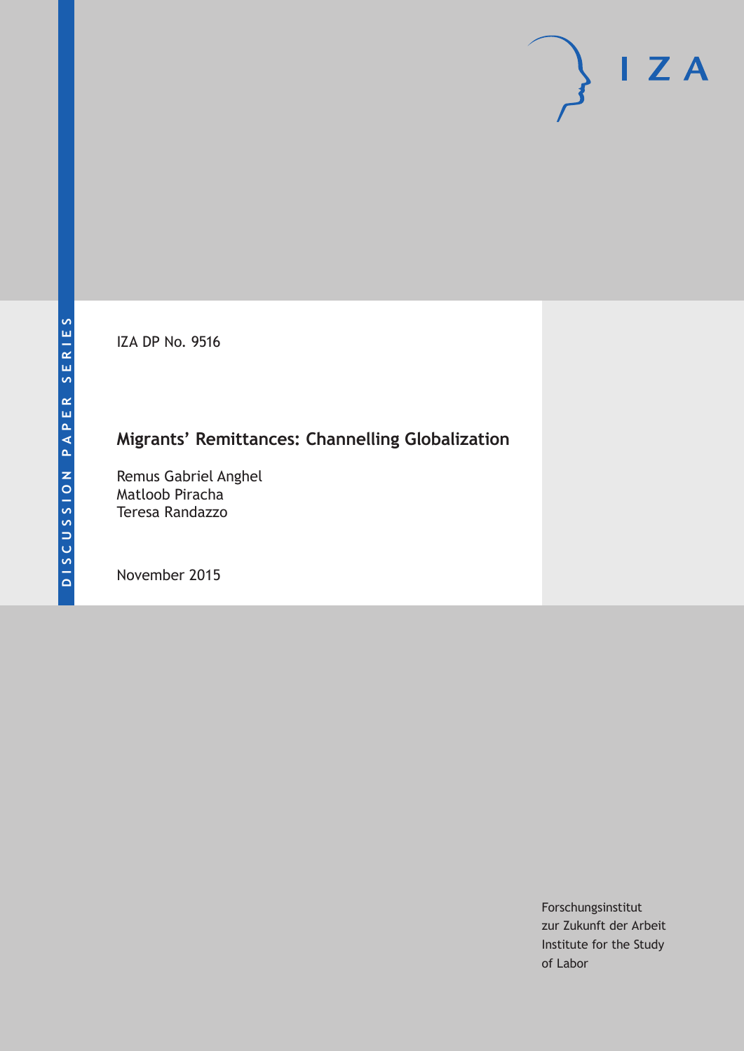DISCUSSION PAPER SERIES

IZA

IZA DP No. 9516

# Migrants' Remittances: Channelling Globalization

Remus Gabriel Anghel
Matloob Piracha
Teresa Randazzo

November 2015

Forschungsinstitut
zur Zukunft der Arbeit
Institute for the Study
of Labor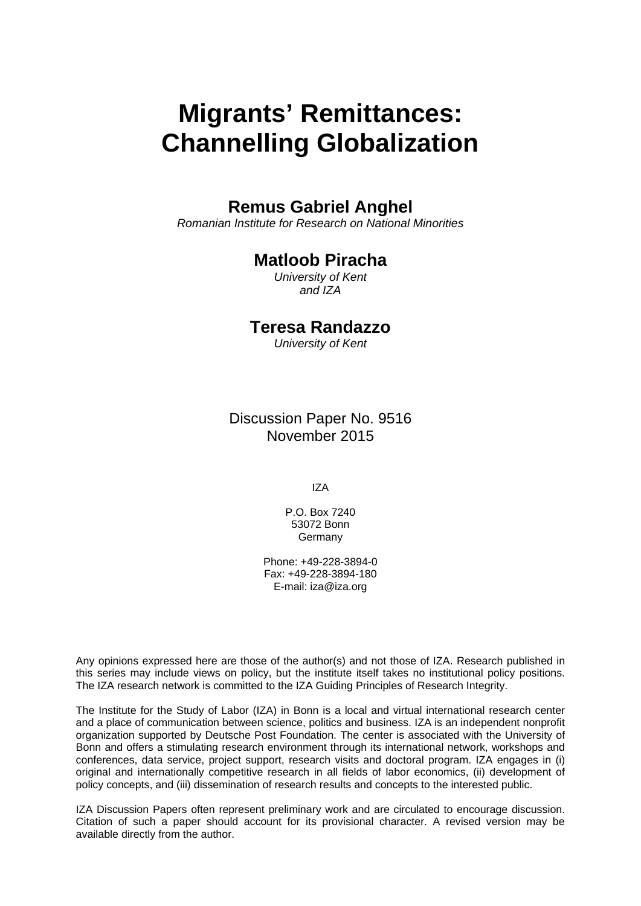# Migrants' Remittances: Channelling Globalization

**Remus Gabriel Anghel**
*Romanian Institute for Research on National Minorities*

**Matloob Piracha**
*University of Kent and IZA*

**Teresa Randazzo**
*University of Kent*

Discussion Paper No. 9516
November 2015

IZA

P.O. Box 7240
53072 Bonn
Germany

Phone: +49-228-3894-0
Fax: +49-228-3894-180
E-mail: iza@iza.org

Any opinions expressed here are those of the author(s) and not those of IZA. Research published in this series may include views on policy, but the institute itself takes no institutional policy positions. The IZA research network is committed to the IZA Guiding Principles of Research Integrity.

The Institute for the Study of Labor (IZA) in Bonn is a local and virtual international research center and a place of communication between science, politics and business. IZA is an independent nonprofit organization supported by Deutsche Post Foundation. The center is associated with the University of Bonn and offers a stimulating research environment through its international network, workshops and conferences, data service, project support, research visits and doctoral program. IZA engages in (i) original and internationally competitive research in all fields of labor economics, (ii) development of policy concepts, and (iii) dissemination of research results and concepts to the interested public.

IZA Discussion Papers often represent preliminary work and are circulated to encourage discussion. Citation of such a paper should account for its provisional character. A revised version may be available directly from the author.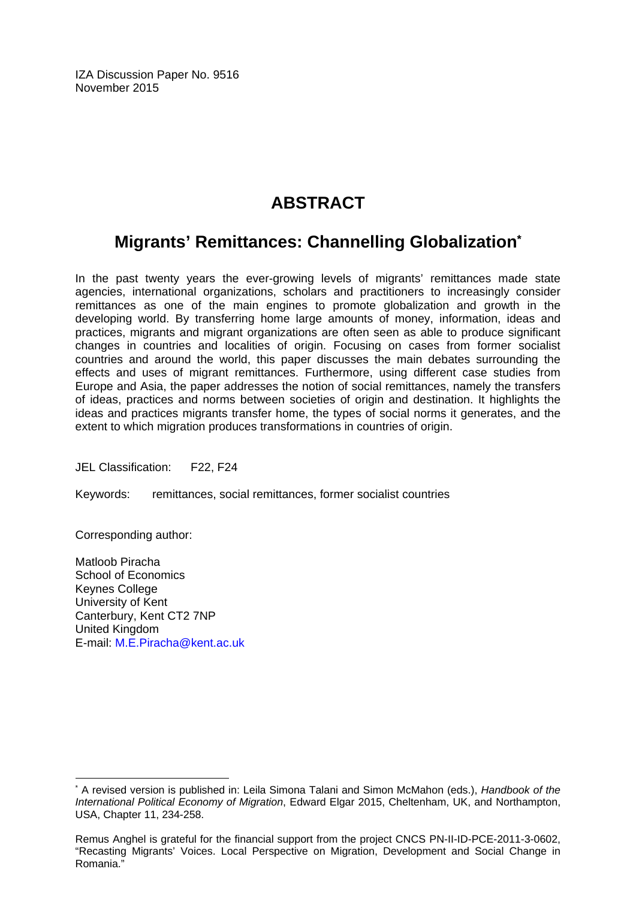IZA Discussion Paper No. 9516
November 2015

# ABSTRACT

## Migrants' Remittances: Channelling Globalization*

In the past twenty years the ever-growing levels of migrants' remittances made state agencies, international organizations, scholars and practitioners to increasingly consider remittances as one of the main engines to promote globalization and growth in the developing world. By transferring home large amounts of money, information, ideas and practices, migrants and migrant organizations are often seen as able to produce significant changes in countries and localities of origin. Focusing on cases from former socialist countries and around the world, this paper discusses the main debates surrounding the effects and uses of migrant remittances. Furthermore, using different case studies from Europe and Asia, the paper addresses the notion of social remittances, namely the transfers of ideas, practices and norms between societies of origin and destination. It highlights the ideas and practices migrants transfer home, the types of social norms it generates, and the extent to which migration produces transformations in countries of origin.

JEL Classification: F22, F24

Keywords: remittances, social remittances, former socialist countries

Corresponding author:

Matloob Piracha
School of Economics
Keynes College
University of Kent
Canterbury, Kent CT2 7NP
United Kingdom
E-mail: M.E.Piracha@kent.ac.uk

---

* A revised version is published in: Leila Simona Talani and Simon McMahon (eds.), *Handbook of the International Political Economy of Migration*, Edward Elgar 2015, Cheltenham, UK, and Northampton, USA, Chapter 11, 234-258.

Remus Anghel is grateful for the financial support from the project CNCS PN-II-ID-PCE-2011-3-0602, "Recasting Migrants' Voices. Local Perspective on Migration, Development and Social Change in Romania."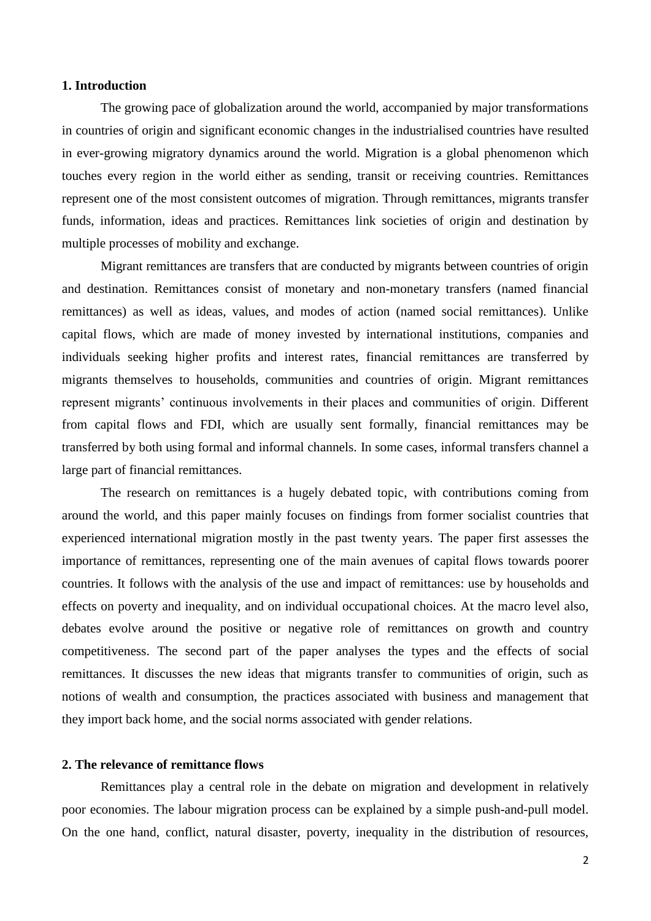## 1. Introduction

The growing pace of globalization around the world, accompanied by major transformations in countries of origin and significant economic changes in the industrialised countries have resulted in ever-growing migratory dynamics around the world. Migration is a global phenomenon which touches every region in the world either as sending, transit or receiving countries. Remittances represent one of the most consistent outcomes of migration. Through remittances, migrants transfer funds, information, ideas and practices. Remittances link societies of origin and destination by multiple processes of mobility and exchange.

Migrant remittances are transfers that are conducted by migrants between countries of origin and destination. Remittances consist of monetary and non-monetary transfers (named financial remittances) as well as ideas, values, and modes of action (named social remittances). Unlike capital flows, which are made of money invested by international institutions, companies and individuals seeking higher profits and interest rates, financial remittances are transferred by migrants themselves to households, communities and countries of origin. Migrant remittances represent migrants' continuous involvements in their places and communities of origin. Different from capital flows and FDI, which are usually sent formally, financial remittances may be transferred by both using formal and informal channels. In some cases, informal transfers channel a large part of financial remittances.

The research on remittances is a hugely debated topic, with contributions coming from around the world, and this paper mainly focuses on findings from former socialist countries that experienced international migration mostly in the past twenty years. The paper first assesses the importance of remittances, representing one of the main avenues of capital flows towards poorer countries. It follows with the analysis of the use and impact of remittances: use by households and effects on poverty and inequality, and on individual occupational choices. At the macro level also, debates evolve around the positive or negative role of remittances on growth and country competitiveness. The second part of the paper analyses the types and the effects of social remittances. It discusses the new ideas that migrants transfer to communities of origin, such as notions of wealth and consumption, the practices associated with business and management that they import back home, and the social norms associated with gender relations.

## 2. The relevance of remittance flows

Remittances play a central role in the debate on migration and development in relatively poor economies. The labour migration process can be explained by a simple push-and-pull model. On the one hand, conflict, natural disaster, poverty, inequality in the distribution of resources,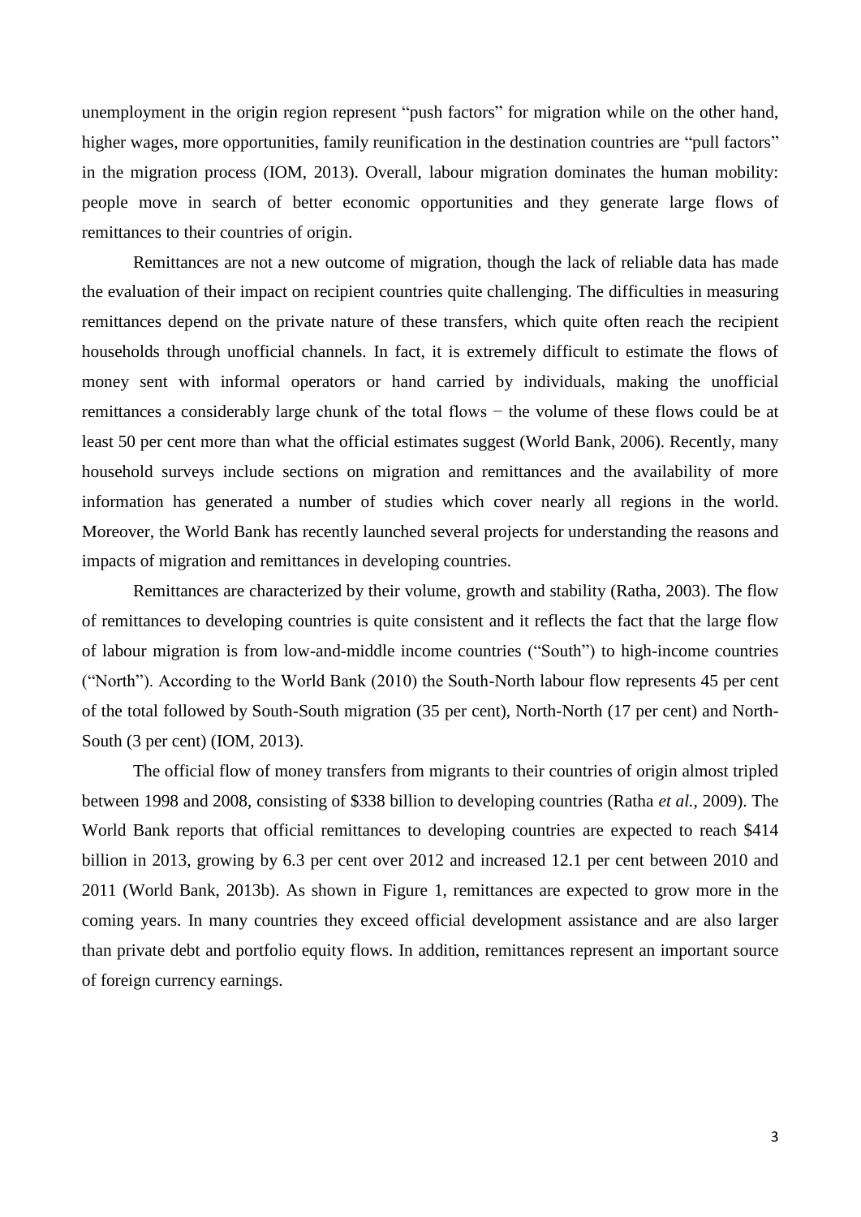unemployment in the origin region represent "push factors" for migration while on the other hand, higher wages, more opportunities, family reunification in the destination countries are "pull factors" in the migration process (IOM, 2013). Overall, labour migration dominates the human mobility: people move in search of better economic opportunities and they generate large flows of remittances to their countries of origin.

Remittances are not a new outcome of migration, though the lack of reliable data has made the evaluation of their impact on recipient countries quite challenging. The difficulties in measuring remittances depend on the private nature of these transfers, which quite often reach the recipient households through unofficial channels. In fact, it is extremely difficult to estimate the flows of money sent with informal operators or hand carried by individuals, making the unofficial remittances a considerably large chunk of the total flows − the volume of these flows could be at least 50 per cent more than what the official estimates suggest (World Bank, 2006). Recently, many household surveys include sections on migration and remittances and the availability of more information has generated a number of studies which cover nearly all regions in the world. Moreover, the World Bank has recently launched several projects for understanding the reasons and impacts of migration and remittances in developing countries.

Remittances are characterized by their volume, growth and stability (Ratha, 2003). The flow of remittances to developing countries is quite consistent and it reflects the fact that the large flow of labour migration is from low-and-middle income countries ("South") to high-income countries ("North"). According to the World Bank (2010) the South-North labour flow represents 45 per cent of the total followed by South-South migration (35 per cent), North-North (17 per cent) and North-South (3 per cent) (IOM, 2013).

The official flow of money transfers from migrants to their countries of origin almost tripled between 1998 and 2008, consisting of \$338 billion to developing countries (Ratha *et al.*, 2009). The World Bank reports that official remittances to developing countries are expected to reach \$414 billion in 2013, growing by 6.3 per cent over 2012 and increased 12.1 per cent between 2010 and 2011 (World Bank, 2013b). As shown in Figure 1, remittances are expected to grow more in the coming years. In many countries they exceed official development assistance and are also larger than private debt and portfolio equity flows. In addition, remittances represent an important source of foreign currency earnings.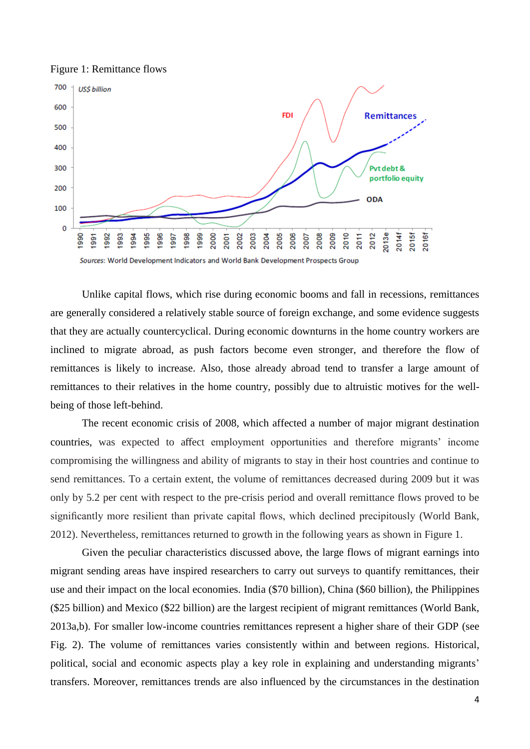Figure 1: Remittance flows

Unlike capital flows, which rise during economic booms and fall in recessions, remittances are generally considered a relatively stable source of foreign exchange, and some evidence suggests that they are actually countercyclical. During economic downturns in the home country workers are inclined to migrate abroad, as push factors become even stronger, and therefore the flow of remittances is likely to increase. Also, those already abroad tend to transfer a large amount of remittances to their relatives in the home country, possibly due to altruistic motives for the well-being of those left-behind.

The recent economic crisis of 2008, which affected a number of major migrant destination countries, was expected to affect employment opportunities and therefore migrants' income compromising the willingness and ability of migrants to stay in their host countries and continue to send remittances. To a certain extent, the volume of remittances decreased during 2009 but it was only by 5.2 per cent with respect to the pre-crisis period and overall remittance flows proved to be significantly more resilient than private capital flows, which declined precipitously (World Bank, 2012). Nevertheless, remittances returned to growth in the following years as shown in Figure 1.

Given the peculiar characteristics discussed above, the large flows of migrant earnings into migrant sending areas have inspired researchers to carry out surveys to quantify remittances, their use and their impact on the local economies. India ($70 billion), China ($60 billion), the Philippines ($25 billion) and Mexico ($22 billion) are the largest recipient of migrant remittances (World Bank, 2013a,b). For smaller low-income countries remittances represent a higher share of their GDP (see Fig. 2). The volume of remittances varies consistently within and between regions. Historical, political, social and economic aspects play a key role in explaining and understanding migrants' transfers. Moreover, remittances trends are also influenced by the circumstances in the destination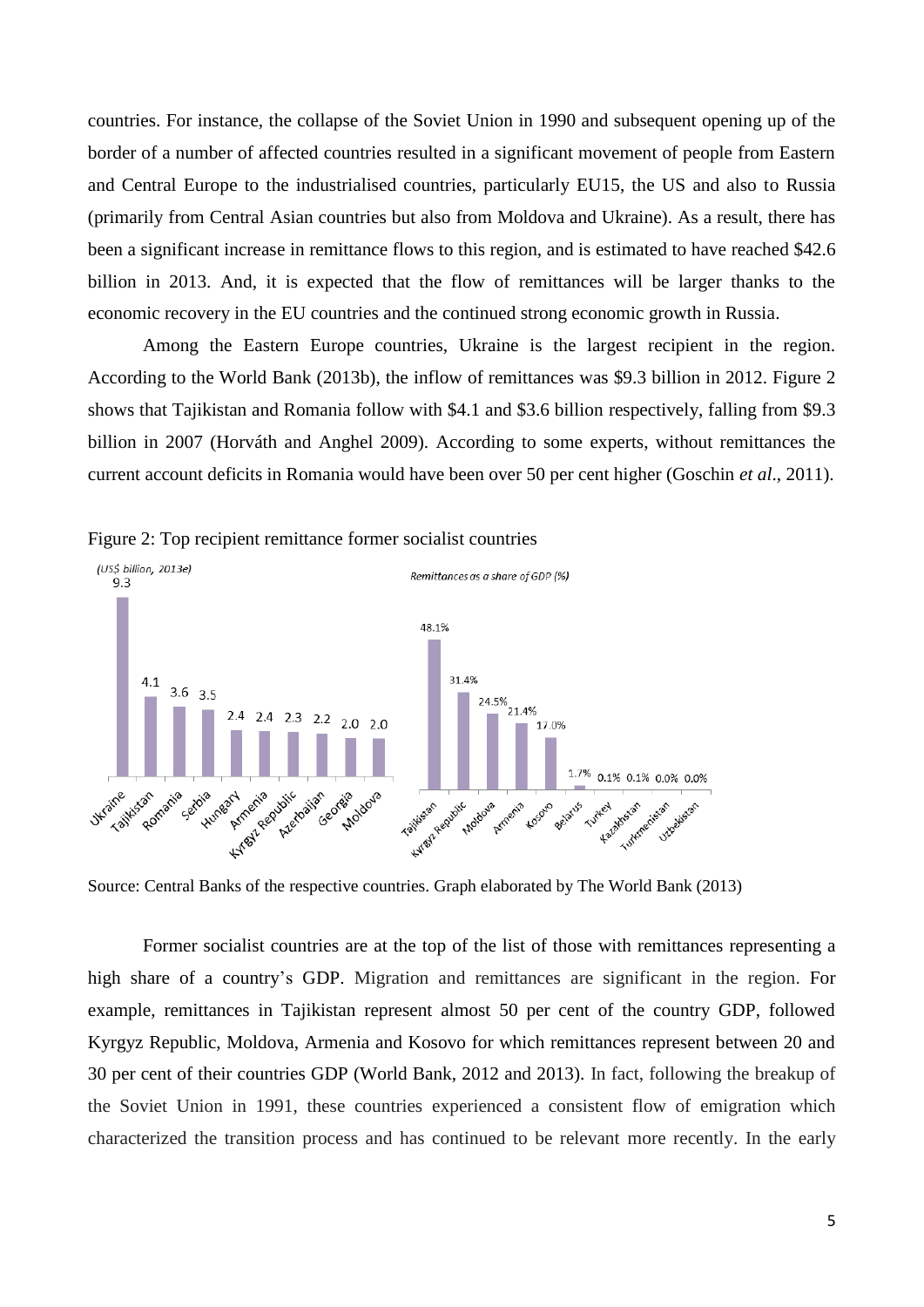countries. For instance, the collapse of the Soviet Union in 1990 and subsequent opening up of the border of a number of affected countries resulted in a significant movement of people from Eastern and Central Europe to the industrialised countries, particularly EU15, the US and also to Russia (primarily from Central Asian countries but also from Moldova and Ukraine). As a result, there has been a significant increase in remittance flows to this region, and is estimated to have reached \$42.6 billion in 2013. And, it is expected that the flow of remittances will be larger thanks to the economic recovery in the EU countries and the continued strong economic growth in Russia.

Among the Eastern Europe countries, Ukraine is the largest recipient in the region. According to the World Bank (2013b), the inflow of remittances was \$9.3 billion in 2012. Figure 2 shows that Tajikistan and Romania follow with \$4.1 and \$3.6 billion respectively, falling from \$9.3 billion in 2007 (Horváth and Anghel 2009). According to some experts, without remittances the current account deficits in Romania would have been over 50 per cent higher (Goschin *et al*., 2011).

Figure 2: Top recipient remittance former socialist countries

*(US\$ billion, 2013e)*

| Country | US\$ billion |
|---|---|
| Ukraine | 9.3 |
| Tajikistan | 4.1 |
| Romania | 3.6 |
| Serbia | 3.5 |
| Hungary | 2.4 |
| Armenia | 2.4 |
| Kyrgyz Republic | 2.3 |
| Azerbaijan | 2.2 |
| Georgia | 2.0 |
| Moldova | 2.0 |

*Remittances as a share of GDP (%)*

| Country | % of GDP |
|---|---|
| Tajikistan | 48.1% |
| Kyrgyz Republic | 31.4% |
| Moldova | 24.5% |
| Armenia | 21.4% |
| Kosovo | 17.0% |
| Belarus | 1.7% |
| Turkey | 0.1% |
| Kazakhstan | 0.1% |
| Turkmenistan | 0.0% |
| Uzbekistan | 0.0% |

Source: Central Banks of the respective countries. Graph elaborated by The World Bank (2013)

Former socialist countries are at the top of the list of those with remittances representing a high share of a country's GDP. Migration and remittances are significant in the region. For example, remittances in Tajikistan represent almost 50 per cent of the country GDP, followed Kyrgyz Republic, Moldova, Armenia and Kosovo for which remittances represent between 20 and 30 per cent of their countries GDP (World Bank, 2012 and 2013). In fact, following the breakup of the Soviet Union in 1991, these countries experienced a consistent flow of emigration which characterized the transition process and has continued to be relevant more recently. In the early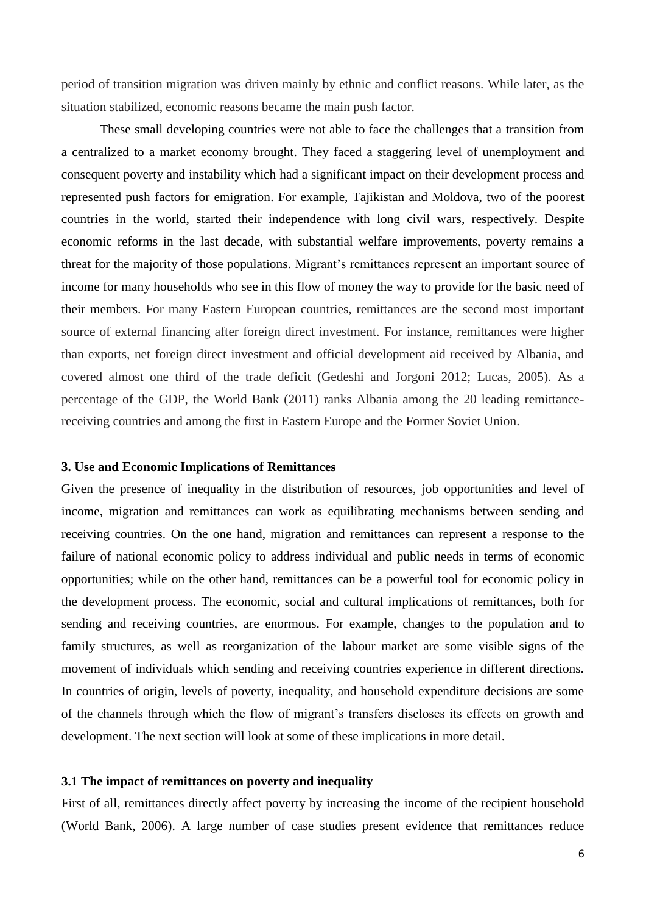period of transition migration was driven mainly by ethnic and conflict reasons. While later, as the situation stabilized, economic reasons became the main push factor.

These small developing countries were not able to face the challenges that a transition from a centralized to a market economy brought. They faced a staggering level of unemployment and consequent poverty and instability which had a significant impact on their development process and represented push factors for emigration. For example, Tajikistan and Moldova, two of the poorest countries in the world, started their independence with long civil wars, respectively. Despite economic reforms in the last decade, with substantial welfare improvements, poverty remains a threat for the majority of those populations. Migrant's remittances represent an important source of income for many households who see in this flow of money the way to provide for the basic need of their members. For many Eastern European countries, remittances are the second most important source of external financing after foreign direct investment. For instance, remittances were higher than exports, net foreign direct investment and official development aid received by Albania, and covered almost one third of the trade deficit (Gedeshi and Jorgoni 2012; Lucas, 2005). As a percentage of the GDP, the World Bank (2011) ranks Albania among the 20 leading remittance-receiving countries and among the first in Eastern Europe and the Former Soviet Union.

## 3. Use and Economic Implications of Remittances

Given the presence of inequality in the distribution of resources, job opportunities and level of income, migration and remittances can work as equilibrating mechanisms between sending and receiving countries. On the one hand, migration and remittances can represent a response to the failure of national economic policy to address individual and public needs in terms of economic opportunities; while on the other hand, remittances can be a powerful tool for economic policy in the development process. The economic, social and cultural implications of remittances, both for sending and receiving countries, are enormous. For example, changes to the population and to family structures, as well as reorganization of the labour market are some visible signs of the movement of individuals which sending and receiving countries experience in different directions. In countries of origin, levels of poverty, inequality, and household expenditure decisions are some of the channels through which the flow of migrant's transfers discloses its effects on growth and development. The next section will look at some of these implications in more detail.

### 3.1 The impact of remittances on poverty and inequality

First of all, remittances directly affect poverty by increasing the income of the recipient household (World Bank, 2006). A large number of case studies present evidence that remittances reduce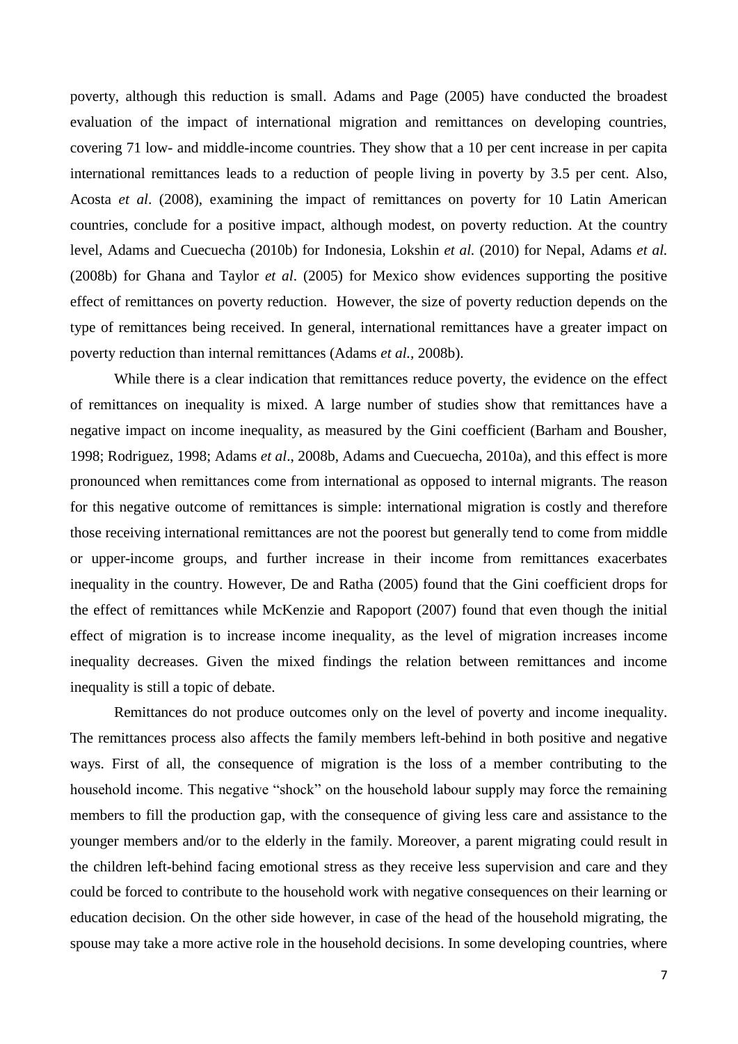poverty, although this reduction is small. Adams and Page (2005) have conducted the broadest evaluation of the impact of international migration and remittances on developing countries, covering 71 low- and middle-income countries. They show that a 10 per cent increase in per capita international remittances leads to a reduction of people living in poverty by 3.5 per cent. Also, Acosta *et al*. (2008), examining the impact of remittances on poverty for 10 Latin American countries, conclude for a positive impact, although modest, on poverty reduction. At the country level, Adams and Cuecuecha (2010b) for Indonesia, Lokshin *et al.* (2010) for Nepal, Adams *et al.* (2008b) for Ghana and Taylor *et al*. (2005) for Mexico show evidences supporting the positive effect of remittances on poverty reduction. However, the size of poverty reduction depends on the type of remittances being received. In general, international remittances have a greater impact on poverty reduction than internal remittances (Adams *et al.*, 2008b).

While there is a clear indication that remittances reduce poverty, the evidence on the effect of remittances on inequality is mixed. A large number of studies show that remittances have a negative impact on income inequality, as measured by the Gini coefficient (Barham and Bousher, 1998; Rodriguez, 1998; Adams *et al*., 2008b, Adams and Cuecuecha, 2010a), and this effect is more pronounced when remittances come from international as opposed to internal migrants. The reason for this negative outcome of remittances is simple: international migration is costly and therefore those receiving international remittances are not the poorest but generally tend to come from middle or upper-income groups, and further increase in their income from remittances exacerbates inequality in the country. However, De and Ratha (2005) found that the Gini coefficient drops for the effect of remittances while McKenzie and Rapoport (2007) found that even though the initial effect of migration is to increase income inequality, as the level of migration increases income inequality decreases. Given the mixed findings the relation between remittances and income inequality is still a topic of debate.

Remittances do not produce outcomes only on the level of poverty and income inequality. The remittances process also affects the family members left-behind in both positive and negative ways. First of all, the consequence of migration is the loss of a member contributing to the household income. This negative "shock" on the household labour supply may force the remaining members to fill the production gap, with the consequence of giving less care and assistance to the younger members and/or to the elderly in the family. Moreover, a parent migrating could result in the children left-behind facing emotional stress as they receive less supervision and care and they could be forced to contribute to the household work with negative consequences on their learning or education decision. On the other side however, in case of the head of the household migrating, the spouse may take a more active role in the household decisions. In some developing countries, where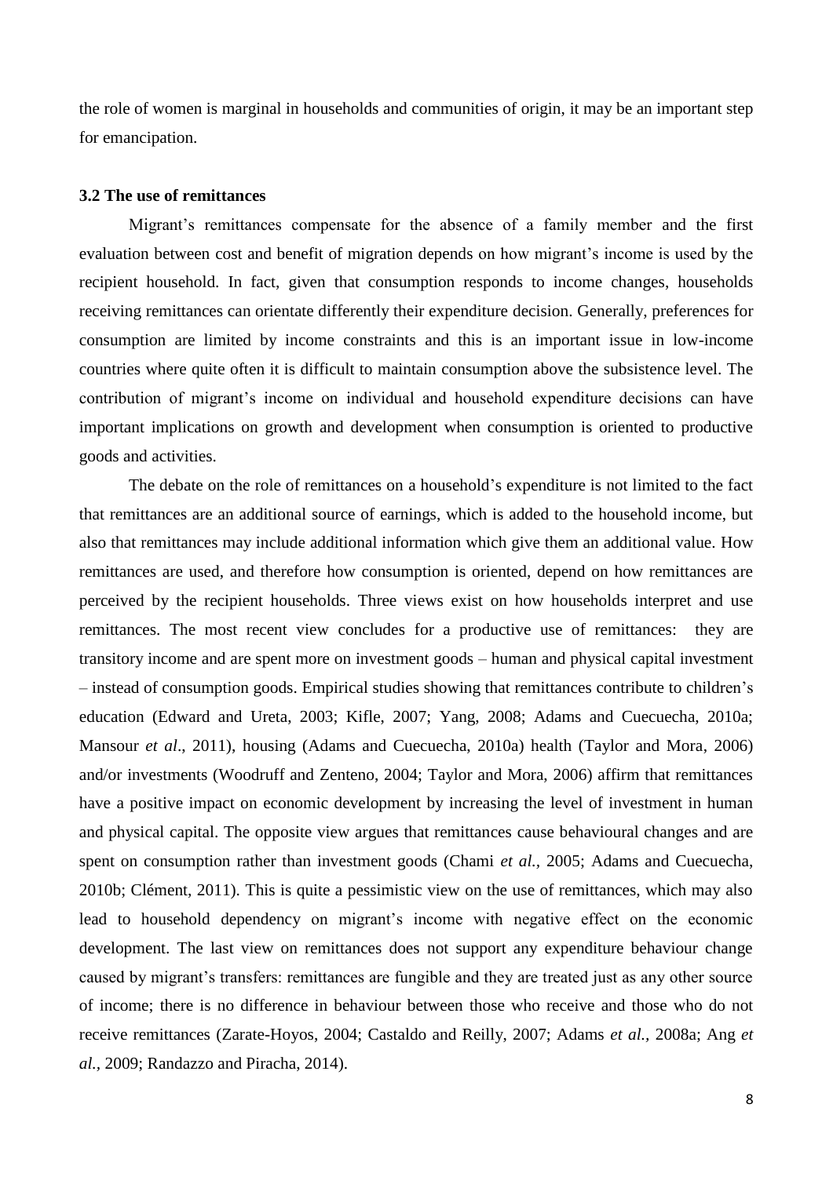the role of women is marginal in households and communities of origin, it may be an important step for emancipation.

### 3.2 The use of remittances

Migrant's remittances compensate for the absence of a family member and the first evaluation between cost and benefit of migration depends on how migrant's income is used by the recipient household. In fact, given that consumption responds to income changes, households receiving remittances can orientate differently their expenditure decision. Generally, preferences for consumption are limited by income constraints and this is an important issue in low-income countries where quite often it is difficult to maintain consumption above the subsistence level. The contribution of migrant's income on individual and household expenditure decisions can have important implications on growth and development when consumption is oriented to productive goods and activities.

The debate on the role of remittances on a household's expenditure is not limited to the fact that remittances are an additional source of earnings, which is added to the household income, but also that remittances may include additional information which give them an additional value. How remittances are used, and therefore how consumption is oriented, depend on how remittances are perceived by the recipient households. Three views exist on how households interpret and use remittances. The most recent view concludes for a productive use of remittances: they are transitory income and are spent more on investment goods – human and physical capital investment – instead of consumption goods. Empirical studies showing that remittances contribute to children's education (Edward and Ureta, 2003; Kifle, 2007; Yang, 2008; Adams and Cuecuecha, 2010a; Mansour *et al*., 2011), housing (Adams and Cuecuecha, 2010a) health (Taylor and Mora, 2006) and/or investments (Woodruff and Zenteno, 2004; Taylor and Mora, 2006) affirm that remittances have a positive impact on economic development by increasing the level of investment in human and physical capital. The opposite view argues that remittances cause behavioural changes and are spent on consumption rather than investment goods (Chami *et al.,* 2005; Adams and Cuecuecha, 2010b; Clément, 2011). This is quite a pessimistic view on the use of remittances, which may also lead to household dependency on migrant's income with negative effect on the economic development. The last view on remittances does not support any expenditure behaviour change caused by migrant's transfers: remittances are fungible and they are treated just as any other source of income; there is no difference in behaviour between those who receive and those who do not receive remittances (Zarate-Hoyos, 2004; Castaldo and Reilly, 2007; Adams *et al.,* 2008a; Ang *et al.,* 2009; Randazzo and Piracha, 2014).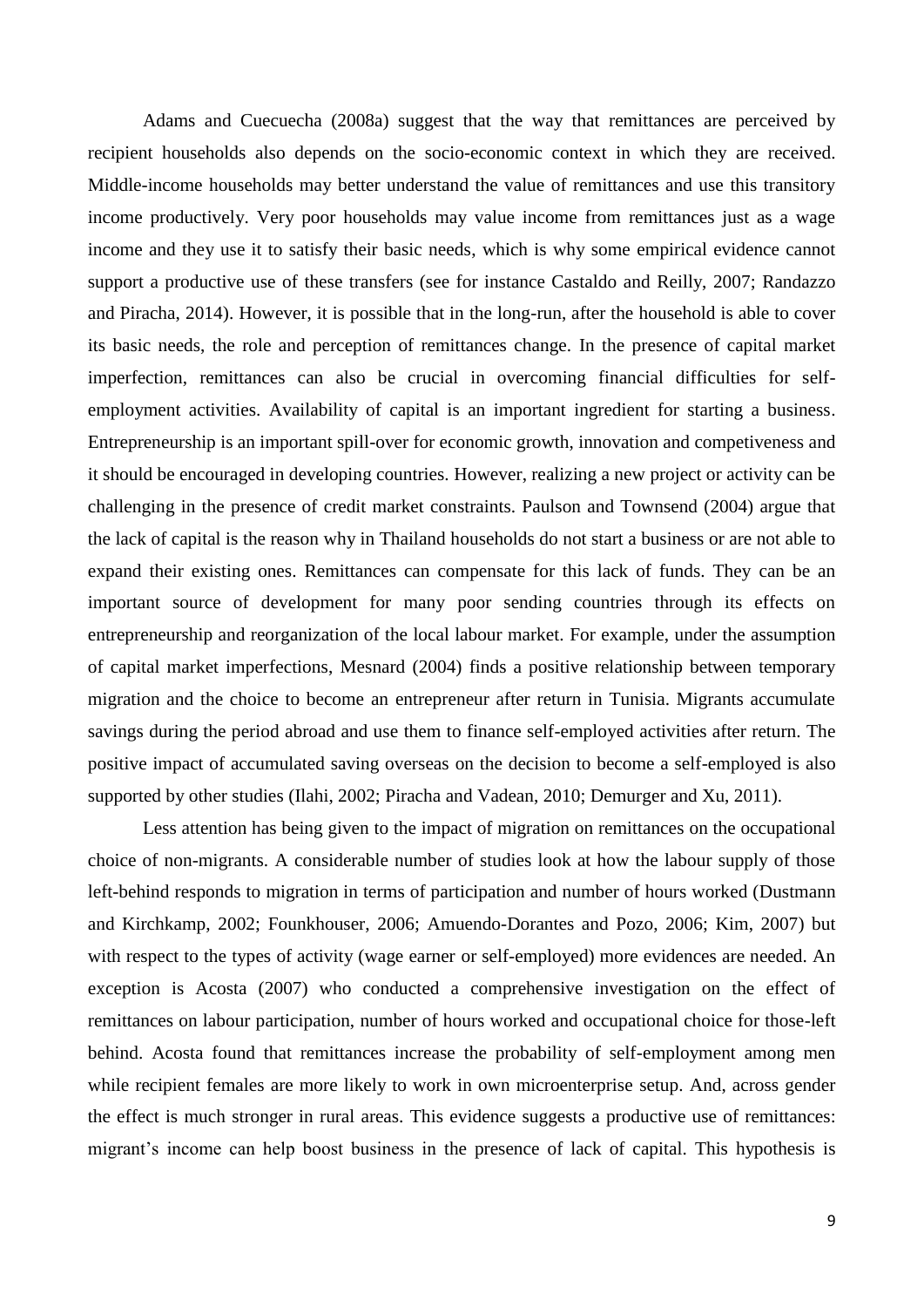Adams and Cuecuecha (2008a) suggest that the way that remittances are perceived by recipient households also depends on the socio-economic context in which they are received. Middle-income households may better understand the value of remittances and use this transitory income productively. Very poor households may value income from remittances just as a wage income and they use it to satisfy their basic needs, which is why some empirical evidence cannot support a productive use of these transfers (see for instance Castaldo and Reilly, 2007; Randazzo and Piracha, 2014). However, it is possible that in the long-run, after the household is able to cover its basic needs, the role and perception of remittances change. In the presence of capital market imperfection, remittances can also be crucial in overcoming financial difficulties for self-employment activities. Availability of capital is an important ingredient for starting a business. Entrepreneurship is an important spill-over for economic growth, innovation and competiveness and it should be encouraged in developing countries. However, realizing a new project or activity can be challenging in the presence of credit market constraints. Paulson and Townsend (2004) argue that the lack of capital is the reason why in Thailand households do not start a business or are not able to expand their existing ones. Remittances can compensate for this lack of funds. They can be an important source of development for many poor sending countries through its effects on entrepreneurship and reorganization of the local labour market. For example, under the assumption of capital market imperfections, Mesnard (2004) finds a positive relationship between temporary migration and the choice to become an entrepreneur after return in Tunisia. Migrants accumulate savings during the period abroad and use them to finance self-employed activities after return. The positive impact of accumulated saving overseas on the decision to become a self-employed is also supported by other studies (Ilahi, 2002; Piracha and Vadean, 2010; Demurger and Xu, 2011).

Less attention has being given to the impact of migration on remittances on the occupational choice of non-migrants. A considerable number of studies look at how the labour supply of those left-behind responds to migration in terms of participation and number of hours worked (Dustmann and Kirchkamp, 2002; Founkhouser, 2006; Amuendo-Dorantes and Pozo, 2006; Kim, 2007) but with respect to the types of activity (wage earner or self-employed) more evidences are needed. An exception is Acosta (2007) who conducted a comprehensive investigation on the effect of remittances on labour participation, number of hours worked and occupational choice for those-left behind. Acosta found that remittances increase the probability of self-employment among men while recipient females are more likely to work in own microenterprise setup. And, across gender the effect is much stronger in rural areas. This evidence suggests a productive use of remittances: migrant's income can help boost business in the presence of lack of capital. This hypothesis is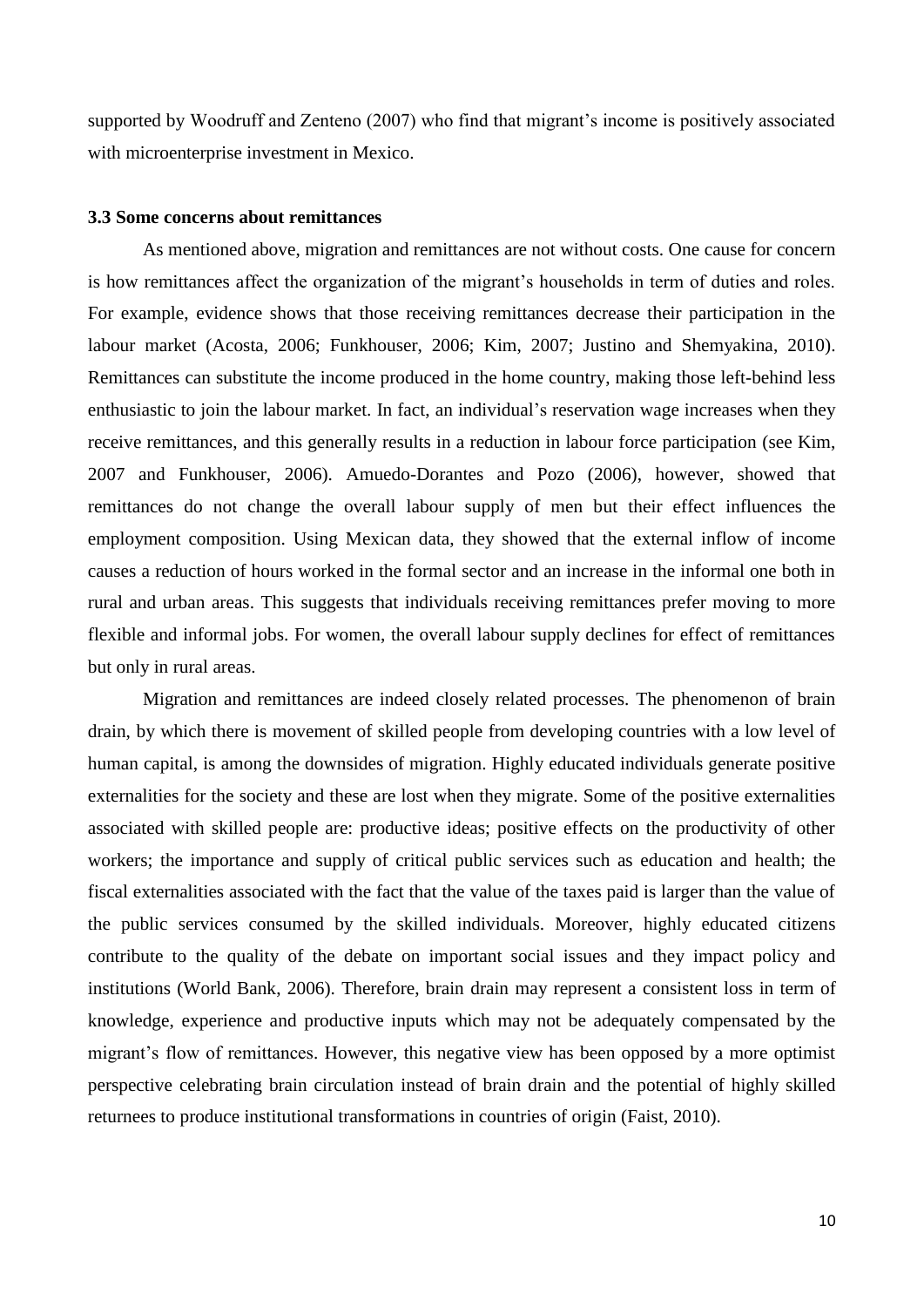supported by Woodruff and Zenteno (2007) who find that migrant's income is positively associated with microenterprise investment in Mexico.

### 3.3 Some concerns about remittances

As mentioned above, migration and remittances are not without costs. One cause for concern is how remittances affect the organization of the migrant's households in term of duties and roles. For example, evidence shows that those receiving remittances decrease their participation in the labour market (Acosta, 2006; Funkhouser, 2006; Kim, 2007; Justino and Shemyakina, 2010). Remittances can substitute the income produced in the home country, making those left-behind less enthusiastic to join the labour market. In fact, an individual's reservation wage increases when they receive remittances, and this generally results in a reduction in labour force participation (see Kim, 2007 and Funkhouser, 2006). Amuedo-Dorantes and Pozo (2006), however, showed that remittances do not change the overall labour supply of men but their effect influences the employment composition. Using Mexican data, they showed that the external inflow of income causes a reduction of hours worked in the formal sector and an increase in the informal one both in rural and urban areas. This suggests that individuals receiving remittances prefer moving to more flexible and informal jobs. For women, the overall labour supply declines for effect of remittances but only in rural areas.

Migration and remittances are indeed closely related processes. The phenomenon of brain drain, by which there is movement of skilled people from developing countries with a low level of human capital, is among the downsides of migration. Highly educated individuals generate positive externalities for the society and these are lost when they migrate. Some of the positive externalities associated with skilled people are: productive ideas; positive effects on the productivity of other workers; the importance and supply of critical public services such as education and health; the fiscal externalities associated with the fact that the value of the taxes paid is larger than the value of the public services consumed by the skilled individuals. Moreover, highly educated citizens contribute to the quality of the debate on important social issues and they impact policy and institutions (World Bank, 2006). Therefore, brain drain may represent a consistent loss in term of knowledge, experience and productive inputs which may not be adequately compensated by the migrant's flow of remittances. However, this negative view has been opposed by a more optimist perspective celebrating brain circulation instead of brain drain and the potential of highly skilled returnees to produce institutional transformations in countries of origin (Faist, 2010).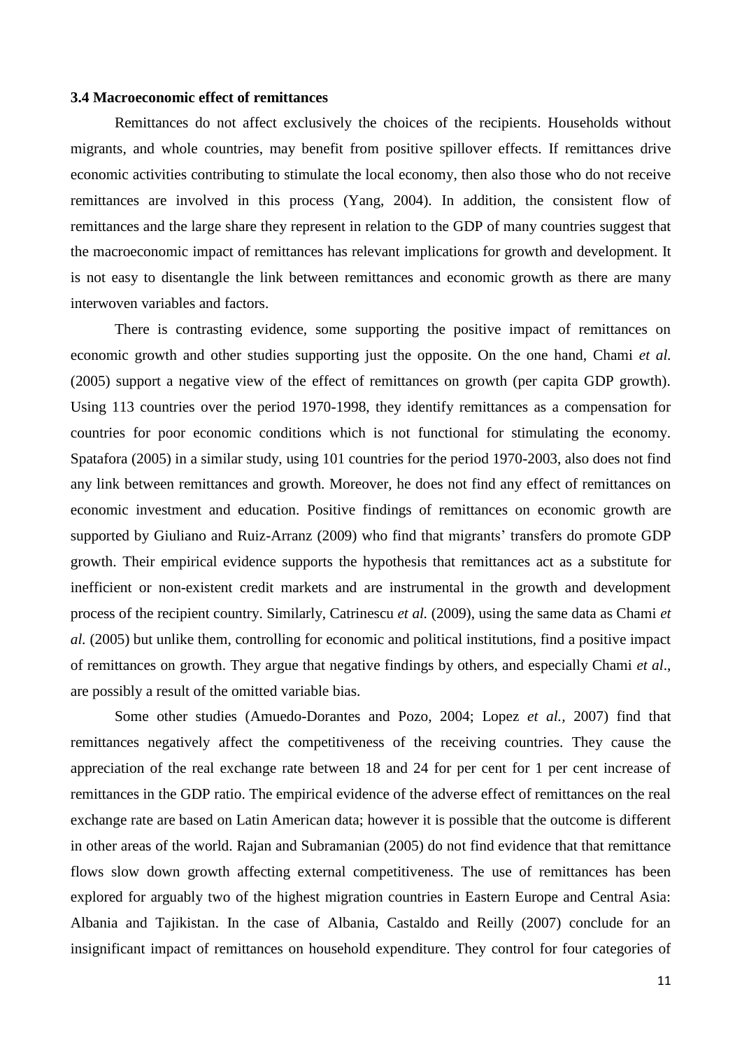### 3.4 Macroeconomic effect of remittances

Remittances do not affect exclusively the choices of the recipients. Households without migrants, and whole countries, may benefit from positive spillover effects. If remittances drive economic activities contributing to stimulate the local economy, then also those who do not receive remittances are involved in this process (Yang, 2004). In addition, the consistent flow of remittances and the large share they represent in relation to the GDP of many countries suggest that the macroeconomic impact of remittances has relevant implications for growth and development. It is not easy to disentangle the link between remittances and economic growth as there are many interwoven variables and factors.

There is contrasting evidence, some supporting the positive impact of remittances on economic growth and other studies supporting just the opposite. On the one hand, Chami *et al.* (2005) support a negative view of the effect of remittances on growth (per capita GDP growth). Using 113 countries over the period 1970-1998, they identify remittances as a compensation for countries for poor economic conditions which is not functional for stimulating the economy. Spatafora (2005) in a similar study, using 101 countries for the period 1970-2003, also does not find any link between remittances and growth. Moreover, he does not find any effect of remittances on economic investment and education. Positive findings of remittances on economic growth are supported by Giuliano and Ruiz-Arranz (2009) who find that migrants' transfers do promote GDP growth. Their empirical evidence supports the hypothesis that remittances act as a substitute for inefficient or non-existent credit markets and are instrumental in the growth and development process of the recipient country. Similarly, Catrinescu *et al.* (2009), using the same data as Chami *et al.* (2005) but unlike them, controlling for economic and political institutions, find a positive impact of remittances on growth. They argue that negative findings by others, and especially Chami *et al*., are possibly a result of the omitted variable bias.

Some other studies (Amuedo-Dorantes and Pozo, 2004; Lopez *et al.,* 2007) find that remittances negatively affect the competitiveness of the receiving countries. They cause the appreciation of the real exchange rate between 18 and 24 for per cent for 1 per cent increase of remittances in the GDP ratio. The empirical evidence of the adverse effect of remittances on the real exchange rate are based on Latin American data; however it is possible that the outcome is different in other areas of the world. Rajan and Subramanian (2005) do not find evidence that that remittance flows slow down growth affecting external competitiveness. The use of remittances has been explored for arguably two of the highest migration countries in Eastern Europe and Central Asia: Albania and Tajikistan. In the case of Albania, Castaldo and Reilly (2007) conclude for an insignificant impact of remittances on household expenditure. They control for four categories of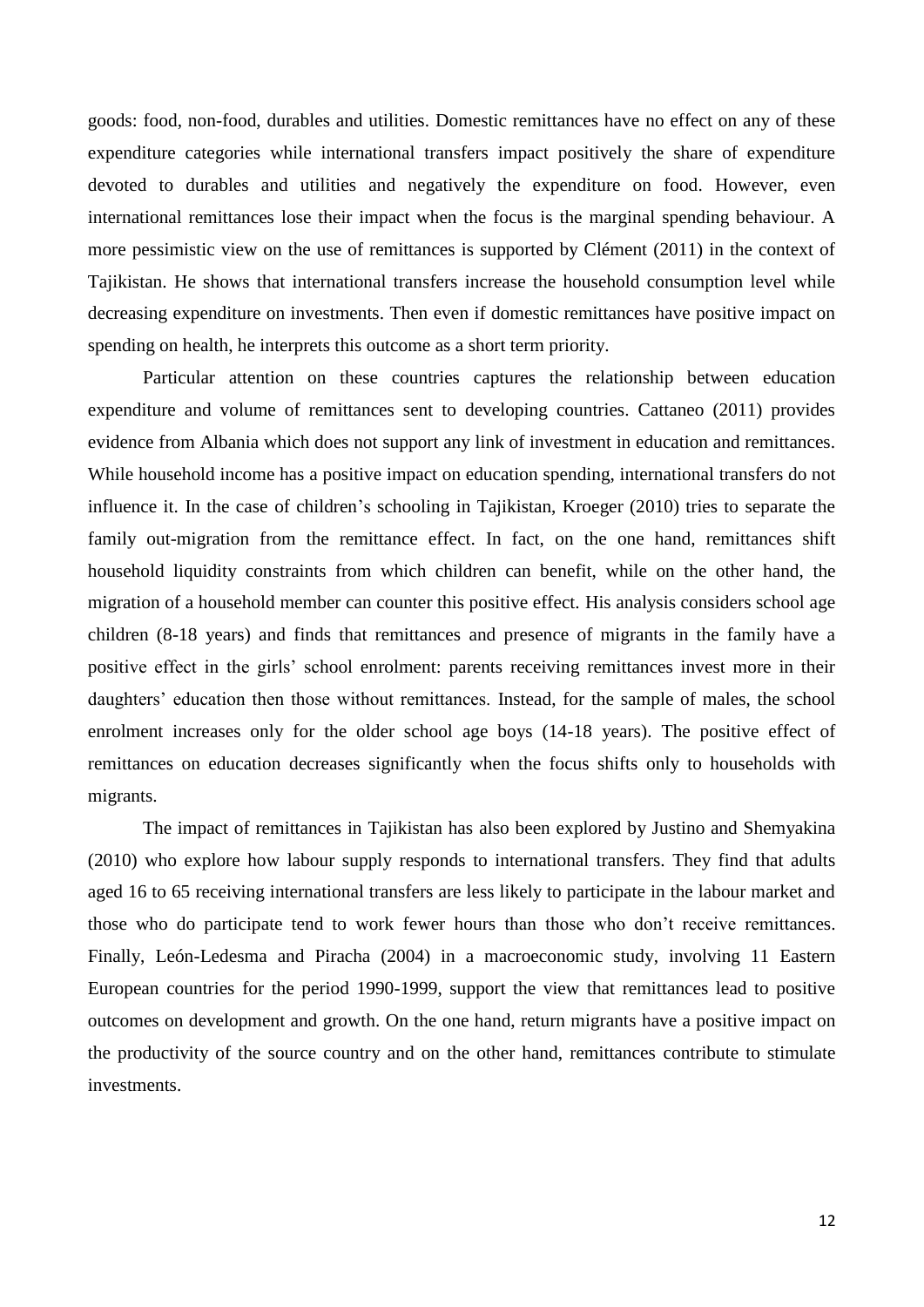goods: food, non-food, durables and utilities. Domestic remittances have no effect on any of these expenditure categories while international transfers impact positively the share of expenditure devoted to durables and utilities and negatively the expenditure on food. However, even international remittances lose their impact when the focus is the marginal spending behaviour. A more pessimistic view on the use of remittances is supported by Clément (2011) in the context of Tajikistan. He shows that international transfers increase the household consumption level while decreasing expenditure on investments. Then even if domestic remittances have positive impact on spending on health, he interprets this outcome as a short term priority.

Particular attention on these countries captures the relationship between education expenditure and volume of remittances sent to developing countries. Cattaneo (2011) provides evidence from Albania which does not support any link of investment in education and remittances. While household income has a positive impact on education spending, international transfers do not influence it. In the case of children's schooling in Tajikistan, Kroeger (2010) tries to separate the family out-migration from the remittance effect. In fact, on the one hand, remittances shift household liquidity constraints from which children can benefit, while on the other hand, the migration of a household member can counter this positive effect. His analysis considers school age children (8-18 years) and finds that remittances and presence of migrants in the family have a positive effect in the girls' school enrolment: parents receiving remittances invest more in their daughters' education then those without remittances. Instead, for the sample of males, the school enrolment increases only for the older school age boys (14-18 years). The positive effect of remittances on education decreases significantly when the focus shifts only to households with migrants.

The impact of remittances in Tajikistan has also been explored by Justino and Shemyakina (2010) who explore how labour supply responds to international transfers. They find that adults aged 16 to 65 receiving international transfers are less likely to participate in the labour market and those who do participate tend to work fewer hours than those who don't receive remittances. Finally, León-Ledesma and Piracha (2004) in a macroeconomic study, involving 11 Eastern European countries for the period 1990-1999, support the view that remittances lead to positive outcomes on development and growth. On the one hand, return migrants have a positive impact on the productivity of the source country and on the other hand, remittances contribute to stimulate investments.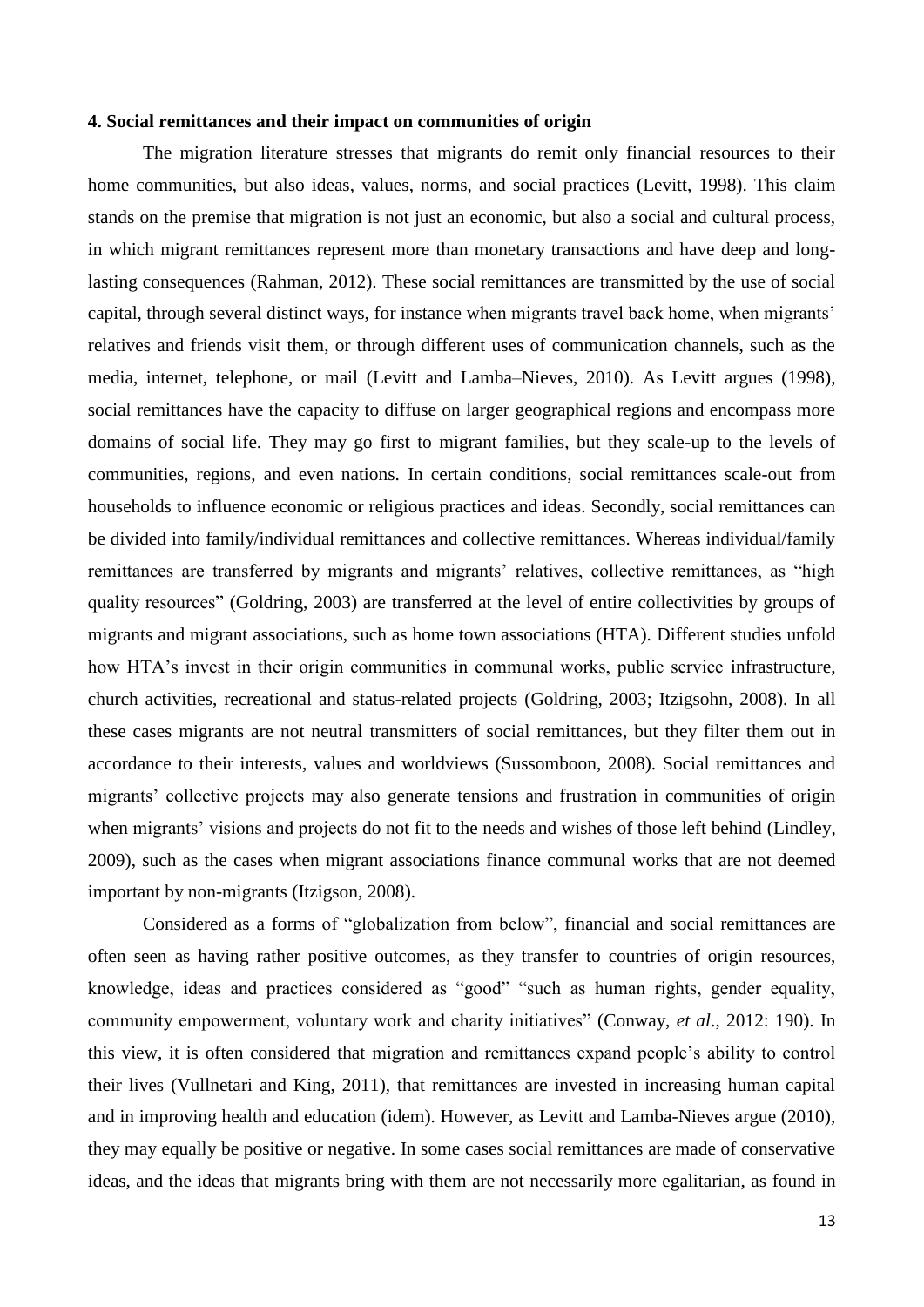### 4. Social remittances and their impact on communities of origin

The migration literature stresses that migrants do remit only financial resources to their home communities, but also ideas, values, norms, and social practices (Levitt, 1998). This claim stands on the premise that migration is not just an economic, but also a social and cultural process, in which migrant remittances represent more than monetary transactions and have deep and long-lasting consequences (Rahman, 2012). These social remittances are transmitted by the use of social capital, through several distinct ways, for instance when migrants travel back home, when migrants' relatives and friends visit them, or through different uses of communication channels, such as the media, internet, telephone, or mail (Levitt and Lamba–Nieves, 2010). As Levitt argues (1998), social remittances have the capacity to diffuse on larger geographical regions and encompass more domains of social life. They may go first to migrant families, but they scale-up to the levels of communities, regions, and even nations. In certain conditions, social remittances scale-out from households to influence economic or religious practices and ideas. Secondly, social remittances can be divided into family/individual remittances and collective remittances. Whereas individual/family remittances are transferred by migrants and migrants' relatives, collective remittances, as "high quality resources" (Goldring, 2003) are transferred at the level of entire collectivities by groups of migrants and migrant associations, such as home town associations (HTA). Different studies unfold how HTA's invest in their origin communities in communal works, public service infrastructure, church activities, recreational and status-related projects (Goldring, 2003; Itzigsohn, 2008). In all these cases migrants are not neutral transmitters of social remittances, but they filter them out in accordance to their interests, values and worldviews (Sussomboon, 2008). Social remittances and migrants' collective projects may also generate tensions and frustration in communities of origin when migrants' visions and projects do not fit to the needs and wishes of those left behind (Lindley, 2009), such as the cases when migrant associations finance communal works that are not deemed important by non-migrants (Itzigson, 2008).

Considered as a forms of "globalization from below", financial and social remittances are often seen as having rather positive outcomes, as they transfer to countries of origin resources, knowledge, ideas and practices considered as "good" "such as human rights, gender equality, community empowerment, voluntary work and charity initiatives" (Conway, *et al*., 2012: 190). In this view, it is often considered that migration and remittances expand people's ability to control their lives (Vullnetari and King, 2011), that remittances are invested in increasing human capital and in improving health and education (idem). However, as Levitt and Lamba-Nieves argue (2010), they may equally be positive or negative. In some cases social remittances are made of conservative ideas, and the ideas that migrants bring with them are not necessarily more egalitarian, as found in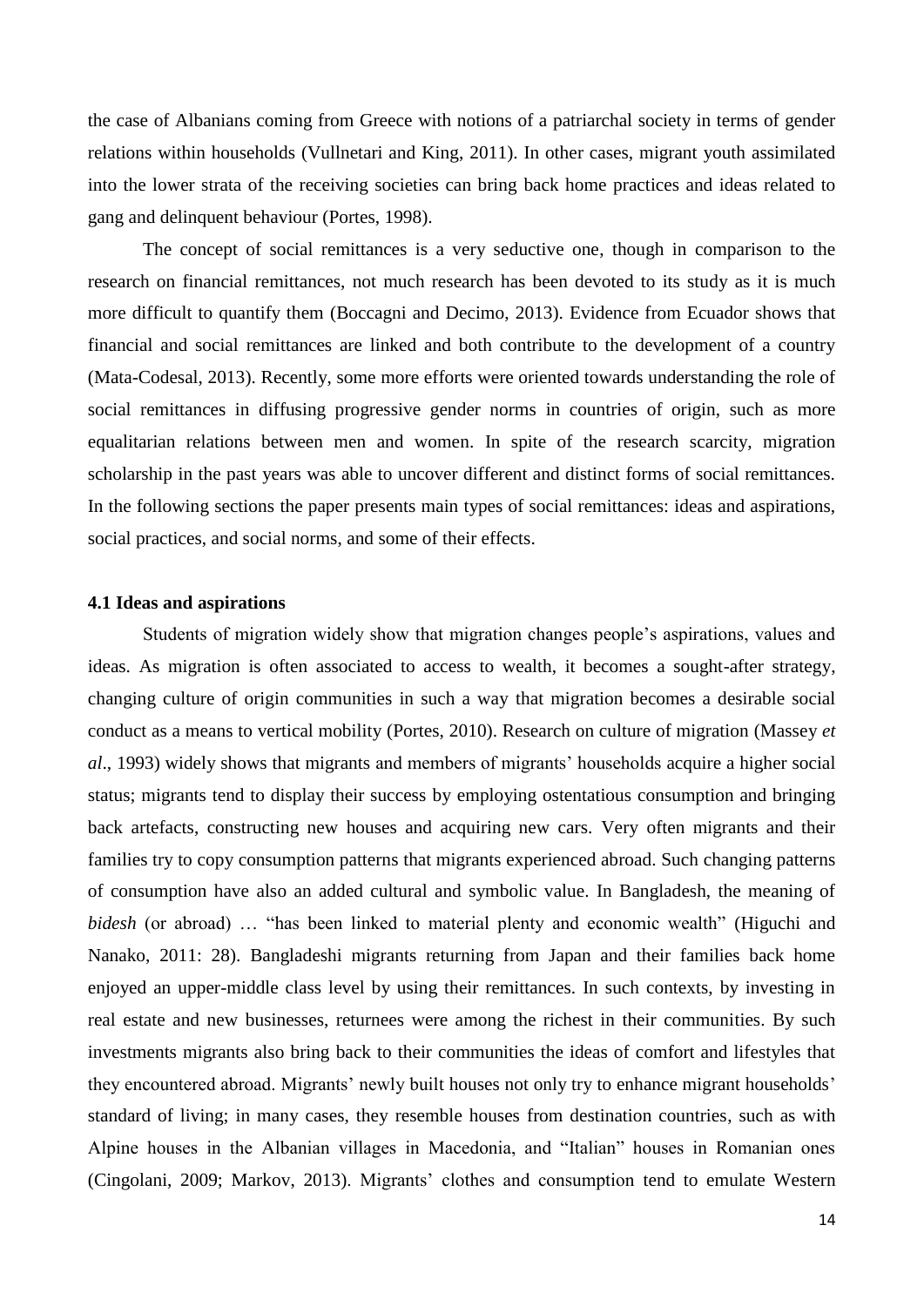the case of Albanians coming from Greece with notions of a patriarchal society in terms of gender relations within households (Vullnetari and King, 2011). In other cases, migrant youth assimilated into the lower strata of the receiving societies can bring back home practices and ideas related to gang and delinquent behaviour (Portes, 1998).

The concept of social remittances is a very seductive one, though in comparison to the research on financial remittances, not much research has been devoted to its study as it is much more difficult to quantify them (Boccagni and Decimo, 2013). Evidence from Ecuador shows that financial and social remittances are linked and both contribute to the development of a country (Mata-Codesal, 2013). Recently, some more efforts were oriented towards understanding the role of social remittances in diffusing progressive gender norms in countries of origin, such as more equalitarian relations between men and women. In spite of the research scarcity, migration scholarship in the past years was able to uncover different and distinct forms of social remittances. In the following sections the paper presents main types of social remittances: ideas and aspirations, social practices, and social norms, and some of their effects.

### 4.1 Ideas and aspirations

Students of migration widely show that migration changes people's aspirations, values and ideas. As migration is often associated to access to wealth, it becomes a sought-after strategy, changing culture of origin communities in such a way that migration becomes a desirable social conduct as a means to vertical mobility (Portes, 2010). Research on culture of migration (Massey *et al*., 1993) widely shows that migrants and members of migrants' households acquire a higher social status; migrants tend to display their success by employing ostentatious consumption and bringing back artefacts, constructing new houses and acquiring new cars. Very often migrants and their families try to copy consumption patterns that migrants experienced abroad. Such changing patterns of consumption have also an added cultural and symbolic value. In Bangladesh, the meaning of *bidesh* (or abroad) … "has been linked to material plenty and economic wealth" (Higuchi and Nanako, 2011: 28). Bangladeshi migrants returning from Japan and their families back home enjoyed an upper-middle class level by using their remittances. In such contexts, by investing in real estate and new businesses, returnees were among the richest in their communities. By such investments migrants also bring back to their communities the ideas of comfort and lifestyles that they encountered abroad. Migrants' newly built houses not only try to enhance migrant households' standard of living; in many cases, they resemble houses from destination countries, such as with Alpine houses in the Albanian villages in Macedonia, and "Italian" houses in Romanian ones (Cingolani, 2009; Markov, 2013). Migrants' clothes and consumption tend to emulate Western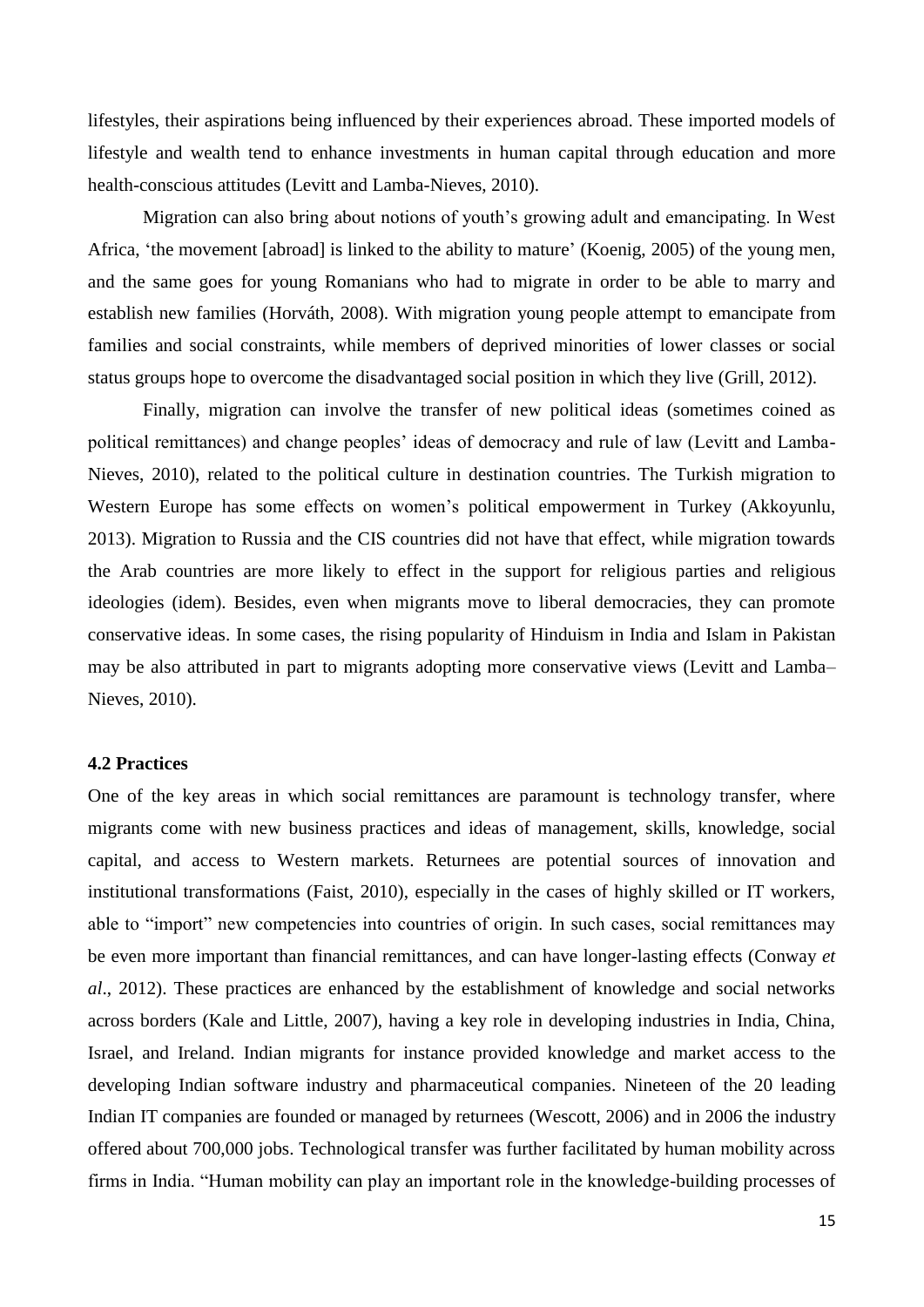lifestyles, their aspirations being influenced by their experiences abroad. These imported models of lifestyle and wealth tend to enhance investments in human capital through education and more health-conscious attitudes (Levitt and Lamba-Nieves, 2010).

Migration can also bring about notions of youth's growing adult and emancipating. In West Africa, 'the movement [abroad] is linked to the ability to mature' (Koenig, 2005) of the young men, and the same goes for young Romanians who had to migrate in order to be able to marry and establish new families (Horváth, 2008). With migration young people attempt to emancipate from families and social constraints, while members of deprived minorities of lower classes or social status groups hope to overcome the disadvantaged social position in which they live (Grill, 2012).

Finally, migration can involve the transfer of new political ideas (sometimes coined as political remittances) and change peoples' ideas of democracy and rule of law (Levitt and Lamba-Nieves, 2010), related to the political culture in destination countries. The Turkish migration to Western Europe has some effects on women's political empowerment in Turkey (Akkoyunlu, 2013). Migration to Russia and the CIS countries did not have that effect, while migration towards the Arab countries are more likely to effect in the support for religious parties and religious ideologies (idem). Besides, even when migrants move to liberal democracies, they can promote conservative ideas. In some cases, the rising popularity of Hinduism in India and Islam in Pakistan may be also attributed in part to migrants adopting more conservative views (Levitt and Lamba–Nieves, 2010).

### 4.2 Practices

One of the key areas in which social remittances are paramount is technology transfer, where migrants come with new business practices and ideas of management, skills, knowledge, social capital, and access to Western markets. Returnees are potential sources of innovation and institutional transformations (Faist, 2010), especially in the cases of highly skilled or IT workers, able to "import" new competencies into countries of origin. In such cases, social remittances may be even more important than financial remittances, and can have longer-lasting effects (Conway *et al*., 2012). These practices are enhanced by the establishment of knowledge and social networks across borders (Kale and Little, 2007), having a key role in developing industries in India, China, Israel, and Ireland. Indian migrants for instance provided knowledge and market access to the developing Indian software industry and pharmaceutical companies. Nineteen of the 20 leading Indian IT companies are founded or managed by returnees (Wescott, 2006) and in 2006 the industry offered about 700,000 jobs. Technological transfer was further facilitated by human mobility across firms in India. "Human mobility can play an important role in the knowledge-building processes of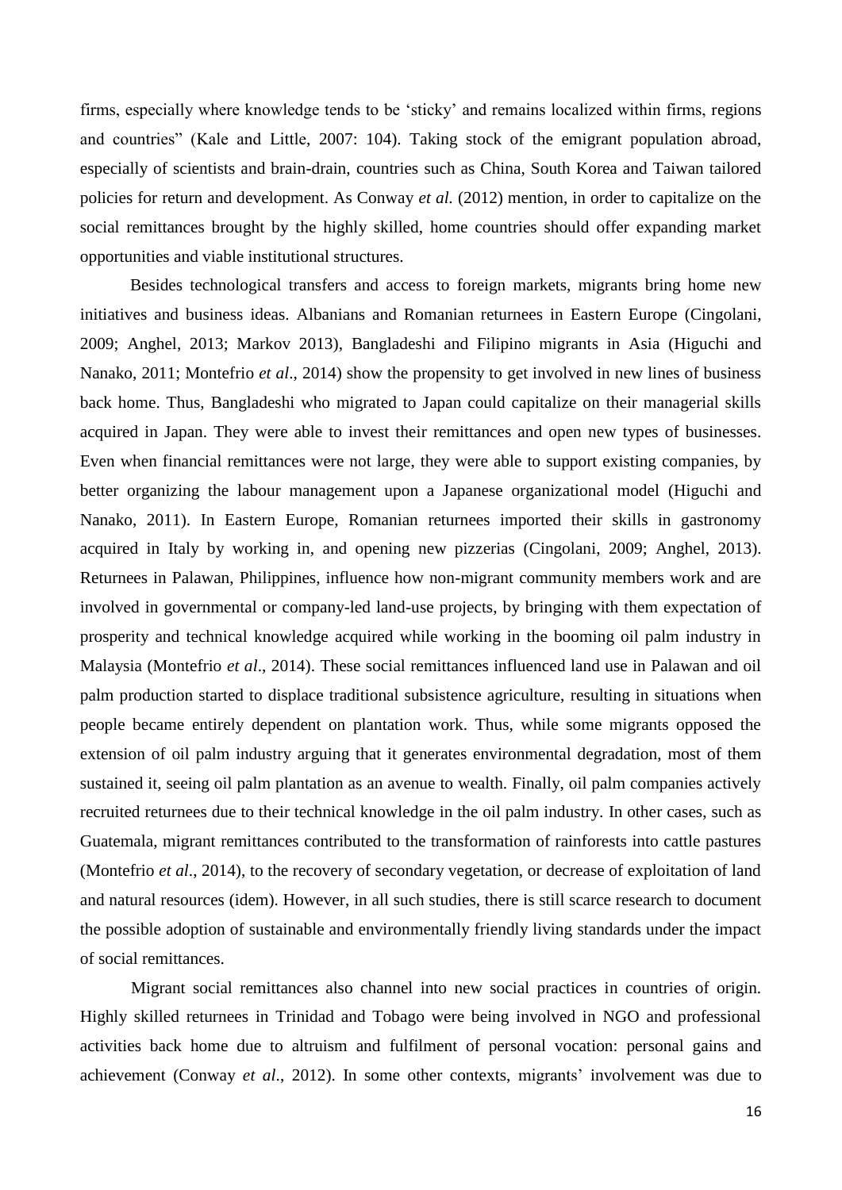firms, especially where knowledge tends to be 'sticky' and remains localized within firms, regions and countries" (Kale and Little, 2007: 104). Taking stock of the emigrant population abroad, especially of scientists and brain-drain, countries such as China, South Korea and Taiwan tailored policies for return and development. As Conway *et al.* (2012) mention, in order to capitalize on the social remittances brought by the highly skilled, home countries should offer expanding market opportunities and viable institutional structures.

Besides technological transfers and access to foreign markets, migrants bring home new initiatives and business ideas. Albanians and Romanian returnees in Eastern Europe (Cingolani, 2009; Anghel, 2013; Markov 2013), Bangladeshi and Filipino migrants in Asia (Higuchi and Nanako, 2011; Montefrio *et al*., 2014) show the propensity to get involved in new lines of business back home. Thus, Bangladeshi who migrated to Japan could capitalize on their managerial skills acquired in Japan. They were able to invest their remittances and open new types of businesses. Even when financial remittances were not large, they were able to support existing companies, by better organizing the labour management upon a Japanese organizational model (Higuchi and Nanako, 2011). In Eastern Europe, Romanian returnees imported their skills in gastronomy acquired in Italy by working in, and opening new pizzerias (Cingolani, 2009; Anghel, 2013). Returnees in Palawan, Philippines, influence how non-migrant community members work and are involved in governmental or company-led land-use projects, by bringing with them expectation of prosperity and technical knowledge acquired while working in the booming oil palm industry in Malaysia (Montefrio *et al*., 2014). These social remittances influenced land use in Palawan and oil palm production started to displace traditional subsistence agriculture, resulting in situations when people became entirely dependent on plantation work. Thus, while some migrants opposed the extension of oil palm industry arguing that it generates environmental degradation, most of them sustained it, seeing oil palm plantation as an avenue to wealth. Finally, oil palm companies actively recruited returnees due to their technical knowledge in the oil palm industry. In other cases, such as Guatemala, migrant remittances contributed to the transformation of rainforests into cattle pastures (Montefrio *et al*., 2014), to the recovery of secondary vegetation, or decrease of exploitation of land and natural resources (idem). However, in all such studies, there is still scarce research to document the possible adoption of sustainable and environmentally friendly living standards under the impact of social remittances.

Migrant social remittances also channel into new social practices in countries of origin. Highly skilled returnees in Trinidad and Tobago were being involved in NGO and professional activities back home due to altruism and fulfilment of personal vocation: personal gains and achievement (Conway *et al*., 2012). In some other contexts, migrants' involvement was due to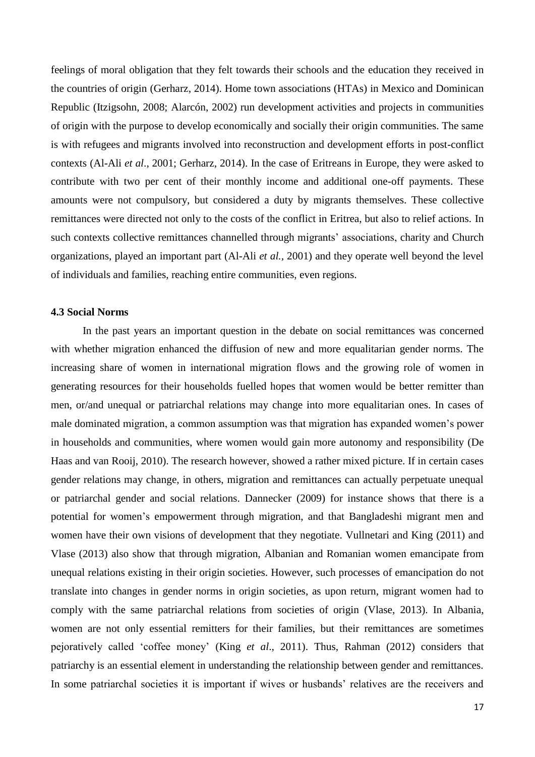feelings of moral obligation that they felt towards their schools and the education they received in the countries of origin (Gerharz, 2014). Home town associations (HTAs) in Mexico and Dominican Republic (Itzigsohn, 2008; Alarcón, 2002) run development activities and projects in communities of origin with the purpose to develop economically and socially their origin communities. The same is with refugees and migrants involved into reconstruction and development efforts in post-conflict contexts (Al-Ali *et al*., 2001; Gerharz, 2014). In the case of Eritreans in Europe, they were asked to contribute with two per cent of their monthly income and additional one-off payments. These amounts were not compulsory, but considered a duty by migrants themselves. These collective remittances were directed not only to the costs of the conflict in Eritrea, but also to relief actions. In such contexts collective remittances channelled through migrants' associations, charity and Church organizations, played an important part (Al-Ali *et al.*, 2001) and they operate well beyond the level of individuals and families, reaching entire communities, even regions.

### 4.3 Social Norms

In the past years an important question in the debate on social remittances was concerned with whether migration enhanced the diffusion of new and more equalitarian gender norms. The increasing share of women in international migration flows and the growing role of women in generating resources for their households fuelled hopes that women would be better remitter than men, or/and unequal or patriarchal relations may change into more equalitarian ones. In cases of male dominated migration, a common assumption was that migration has expanded women's power in households and communities, where women would gain more autonomy and responsibility (De Haas and van Rooij, 2010). The research however, showed a rather mixed picture. If in certain cases gender relations may change, in others, migration and remittances can actually perpetuate unequal or patriarchal gender and social relations. Dannecker (2009) for instance shows that there is a potential for women's empowerment through migration, and that Bangladeshi migrant men and women have their own visions of development that they negotiate. Vullnetari and King (2011) and Vlase (2013) also show that through migration, Albanian and Romanian women emancipate from unequal relations existing in their origin societies. However, such processes of emancipation do not translate into changes in gender norms in origin societies, as upon return, migrant women had to comply with the same patriarchal relations from societies of origin (Vlase, 2013). In Albania, women are not only essential remitters for their families, but their remittances are sometimes pejoratively called 'coffee money' (King *et al*., 2011). Thus, Rahman (2012) considers that patriarchy is an essential element in understanding the relationship between gender and remittances. In some patriarchal societies it is important if wives or husbands' relatives are the receivers and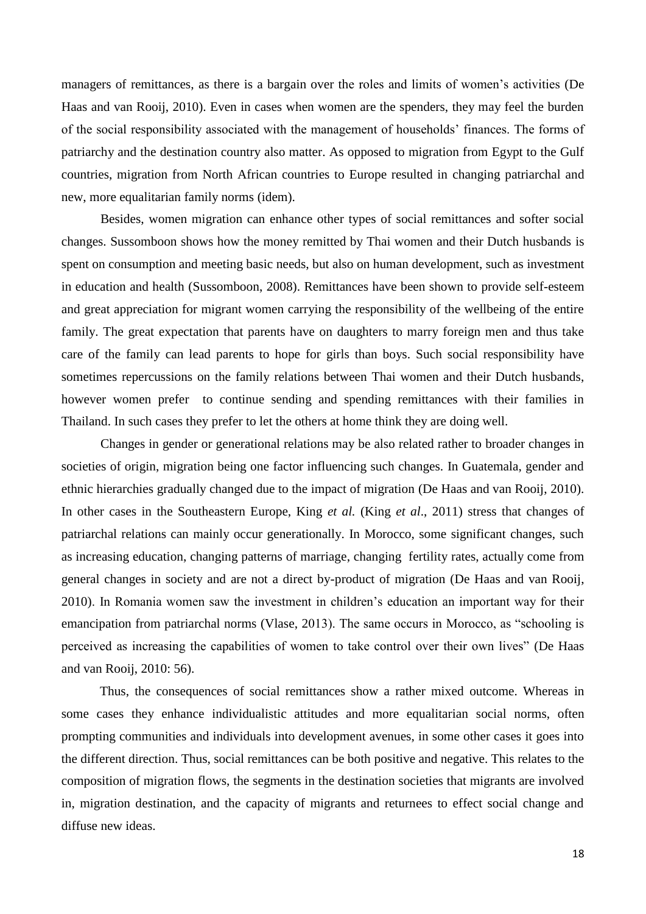managers of remittances, as there is a bargain over the roles and limits of women's activities (De Haas and van Rooij, 2010). Even in cases when women are the spenders, they may feel the burden of the social responsibility associated with the management of households' finances. The forms of patriarchy and the destination country also matter. As opposed to migration from Egypt to the Gulf countries, migration from North African countries to Europe resulted in changing patriarchal and new, more equalitarian family norms (idem).

Besides, women migration can enhance other types of social remittances and softer social changes. Sussomboon shows how the money remitted by Thai women and their Dutch husbands is spent on consumption and meeting basic needs, but also on human development, such as investment in education and health (Sussomboon, 2008). Remittances have been shown to provide self-esteem and great appreciation for migrant women carrying the responsibility of the wellbeing of the entire family. The great expectation that parents have on daughters to marry foreign men and thus take care of the family can lead parents to hope for girls than boys. Such social responsibility have sometimes repercussions on the family relations between Thai women and their Dutch husbands, however women prefer to continue sending and spending remittances with their families in Thailand. In such cases they prefer to let the others at home think they are doing well.

Changes in gender or generational relations may be also related rather to broader changes in societies of origin, migration being one factor influencing such changes. In Guatemala, gender and ethnic hierarchies gradually changed due to the impact of migration (De Haas and van Rooij, 2010). In other cases in the Southeastern Europe, King *et al.* (King *et al*., 2011) stress that changes of patriarchal relations can mainly occur generationally. In Morocco, some significant changes, such as increasing education, changing patterns of marriage, changing fertility rates, actually come from general changes in society and are not a direct by-product of migration (De Haas and van Rooij, 2010). In Romania women saw the investment in children's education an important way for their emancipation from patriarchal norms (Vlase, 2013). The same occurs in Morocco, as "schooling is perceived as increasing the capabilities of women to take control over their own lives" (De Haas and van Rooij, 2010: 56).

Thus, the consequences of social remittances show a rather mixed outcome. Whereas in some cases they enhance individualistic attitudes and more equalitarian social norms, often prompting communities and individuals into development avenues, in some other cases it goes into the different direction. Thus, social remittances can be both positive and negative. This relates to the composition of migration flows, the segments in the destination societies that migrants are involved in, migration destination, and the capacity of migrants and returnees to effect social change and diffuse new ideas.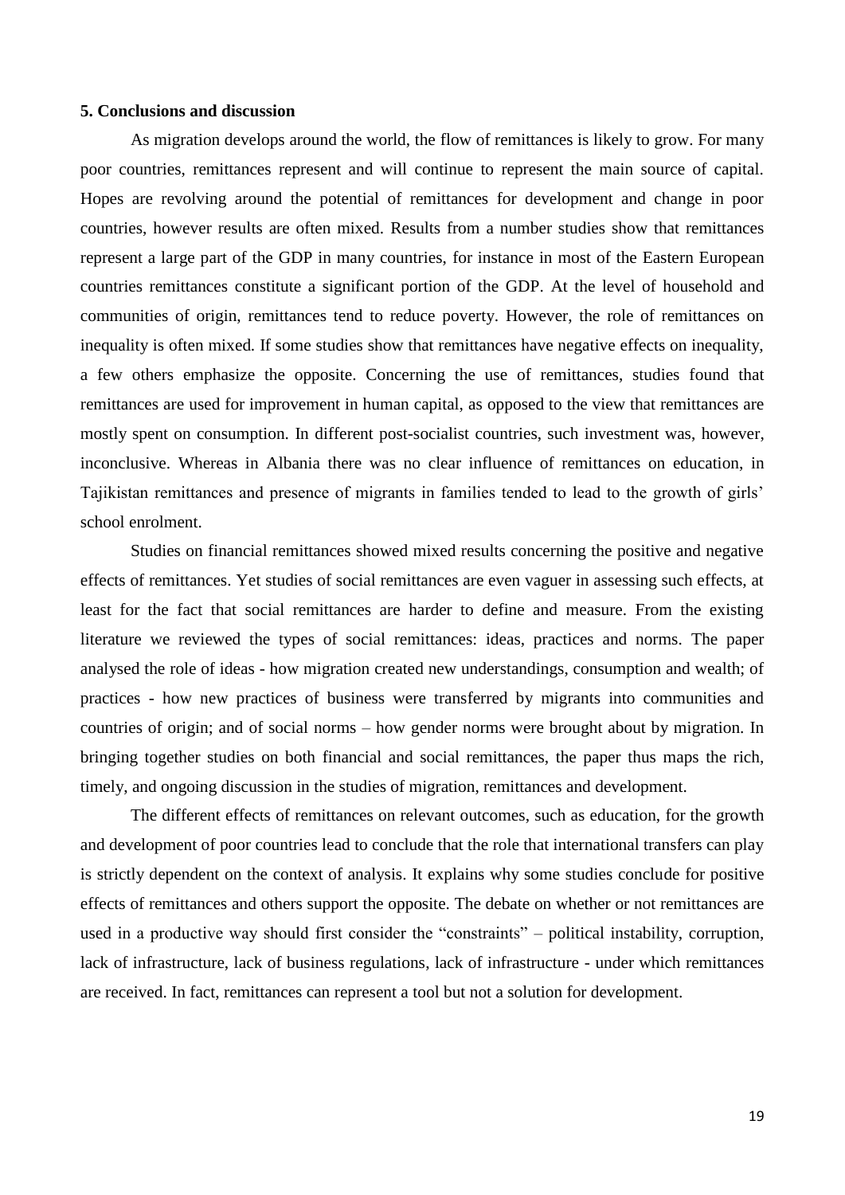**5. Conclusions and discussion**

As migration develops around the world, the flow of remittances is likely to grow. For many poor countries, remittances represent and will continue to represent the main source of capital. Hopes are revolving around the potential of remittances for development and change in poor countries, however results are often mixed. Results from a number studies show that remittances represent a large part of the GDP in many countries, for instance in most of the Eastern European countries remittances constitute a significant portion of the GDP. At the level of household and communities of origin, remittances tend to reduce poverty. However, the role of remittances on inequality is often mixed. If some studies show that remittances have negative effects on inequality, a few others emphasize the opposite. Concerning the use of remittances, studies found that remittances are used for improvement in human capital, as opposed to the view that remittances are mostly spent on consumption. In different post-socialist countries, such investment was, however, inconclusive. Whereas in Albania there was no clear influence of remittances on education, in Tajikistan remittances and presence of migrants in families tended to lead to the growth of girls' school enrolment.

Studies on financial remittances showed mixed results concerning the positive and negative effects of remittances. Yet studies of social remittances are even vaguer in assessing such effects, at least for the fact that social remittances are harder to define and measure. From the existing literature we reviewed the types of social remittances: ideas, practices and norms. The paper analysed the role of ideas - how migration created new understandings, consumption and wealth; of practices - how new practices of business were transferred by migrants into communities and countries of origin; and of social norms – how gender norms were brought about by migration. In bringing together studies on both financial and social remittances, the paper thus maps the rich, timely, and ongoing discussion in the studies of migration, remittances and development.

The different effects of remittances on relevant outcomes, such as education, for the growth and development of poor countries lead to conclude that the role that international transfers can play is strictly dependent on the context of analysis. It explains why some studies conclude for positive effects of remittances and others support the opposite. The debate on whether or not remittances are used in a productive way should first consider the "constraints" – political instability, corruption, lack of infrastructure, lack of business regulations, lack of infrastructure - under which remittances are received. In fact, remittances can represent a tool but not a solution for development.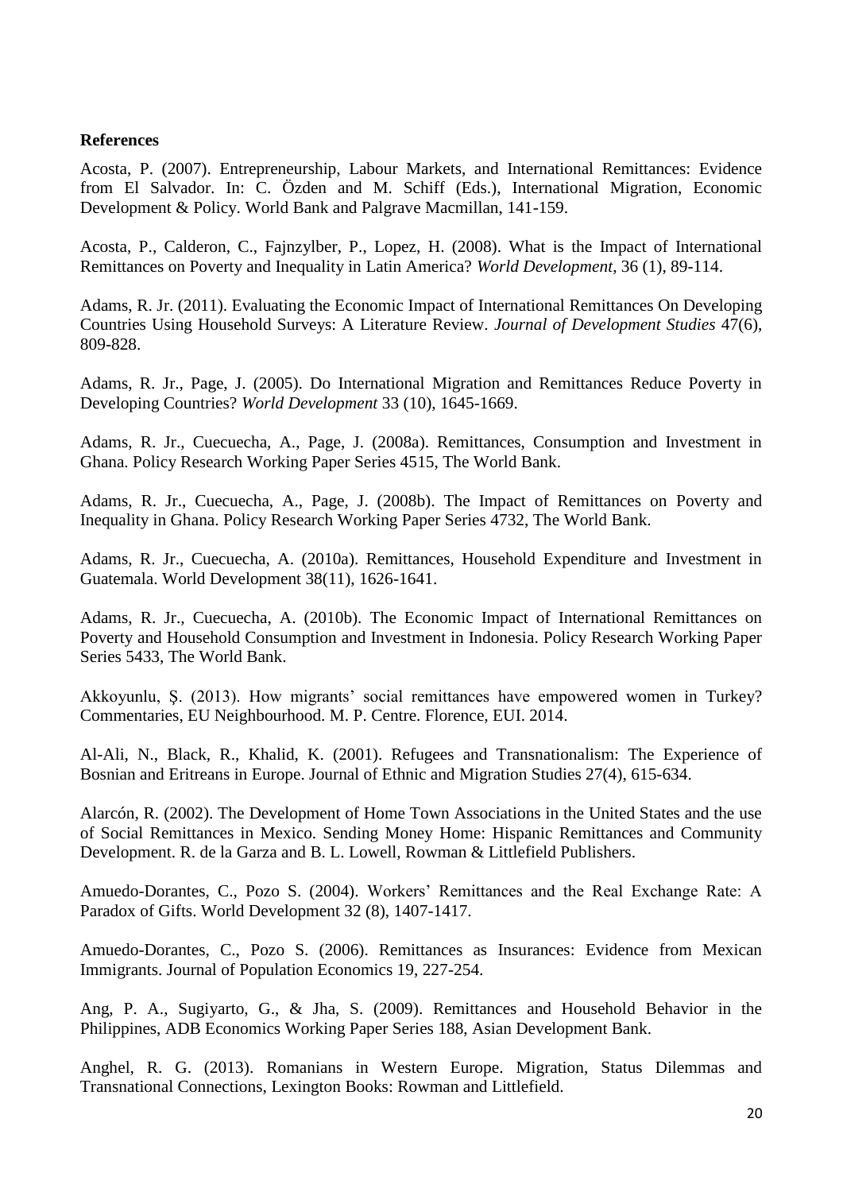**References**

Acosta, P. (2007). Entrepreneurship, Labour Markets, and International Remittances: Evidence from El Salvador. In: C. Özden and M. Schiff (Eds.), International Migration, Economic Development & Policy. World Bank and Palgrave Macmillan, 141-159.

Acosta, P., Calderon, C., Fajnzylber, P., Lopez, H. (2008). What is the Impact of International Remittances on Poverty and Inequality in Latin America? *World Development*, 36 (1), 89-114.

Adams, R. Jr. (2011). Evaluating the Economic Impact of International Remittances On Developing Countries Using Household Surveys: A Literature Review. *Journal of Development Studies* 47(6), 809-828.

Adams, R. Jr., Page, J. (2005). Do International Migration and Remittances Reduce Poverty in Developing Countries? *World Development* 33 (10), 1645-1669.

Adams, R. Jr., Cuecuecha, A., Page, J. (2008a). Remittances, Consumption and Investment in Ghana. Policy Research Working Paper Series 4515, The World Bank.

Adams, R. Jr., Cuecuecha, A., Page, J. (2008b). The Impact of Remittances on Poverty and Inequality in Ghana. Policy Research Working Paper Series 4732, The World Bank.

Adams, R. Jr., Cuecuecha, A. (2010a). Remittances, Household Expenditure and Investment in Guatemala. World Development 38(11), 1626-1641.

Adams, R. Jr., Cuecuecha, A. (2010b). The Economic Impact of International Remittances on Poverty and Household Consumption and Investment in Indonesia. Policy Research Working Paper Series 5433, The World Bank.

Akkoyunlu, Ş. (2013). How migrants' social remittances have empowered women in Turkey? Commentaries, EU Neighbourhood. M. P. Centre. Florence, EUI. 2014.

Al-Ali, N., Black, R., Khalid, K. (2001). Refugees and Transnationalism: The Experience of Bosnian and Eritreans in Europe. Journal of Ethnic and Migration Studies 27(4), 615-634.

Alarcón, R. (2002). The Development of Home Town Associations in the United States and the use of Social Remittances in Mexico. Sending Money Home: Hispanic Remittances and Community Development. R. de la Garza and B. L. Lowell, Rowman & Littlefield Publishers.

Amuedo-Dorantes, C., Pozo S. (2004). Workers' Remittances and the Real Exchange Rate: A Paradox of Gifts. World Development 32 (8), 1407-1417.

Amuedo-Dorantes, C., Pozo S. (2006). Remittances as Insurances: Evidence from Mexican Immigrants. Journal of Population Economics 19, 227-254.

Ang, P. A., Sugiyarto, G., & Jha, S. (2009). Remittances and Household Behavior in the Philippines, ADB Economics Working Paper Series 188, Asian Development Bank.

Anghel, R. G. (2013). Romanians in Western Europe. Migration, Status Dilemmas and Transnational Connections, Lexington Books: Rowman and Littlefield.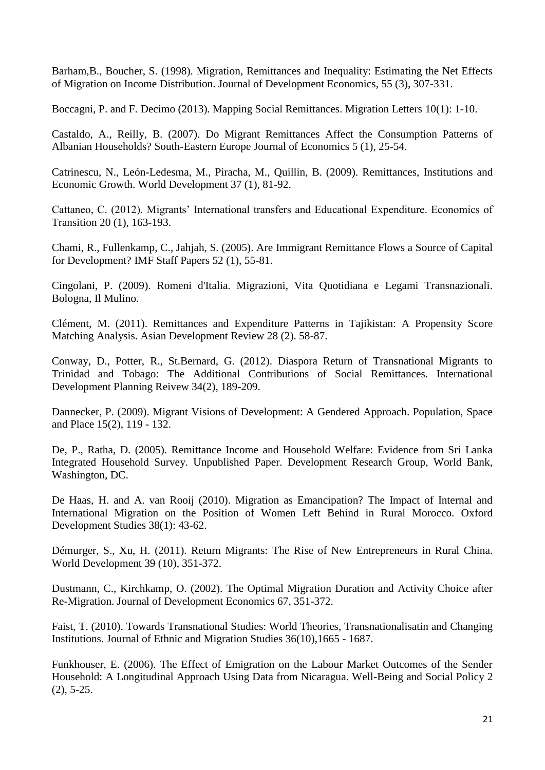Barham,B., Boucher, S. (1998). Migration, Remittances and Inequality: Estimating the Net Effects of Migration on Income Distribution. Journal of Development Economics, 55 (3), 307-331.

Boccagni, P. and F. Decimo (2013). Mapping Social Remittances. Migration Letters 10(1): 1-10.

Castaldo, A., Reilly, B. (2007). Do Migrant Remittances Affect the Consumption Patterns of Albanian Households? South-Eastern Europe Journal of Economics 5 (1), 25-54.

Catrinescu, N., León-Ledesma, M., Piracha, M., Quillin, B. (2009). Remittances, Institutions and Economic Growth. World Development 37 (1), 81-92.

Cattaneo, C. (2012). Migrants' International transfers and Educational Expenditure. Economics of Transition 20 (1), 163-193.

Chami, R., Fullenkamp, C., Jahjah, S. (2005). Are Immigrant Remittance Flows a Source of Capital for Development? IMF Staff Papers 52 (1), 55-81.

Cingolani, P. (2009). Romeni d'Italia. Migrazioni, Vita Quotidiana e Legami Transnazionali. Bologna, Il Mulino.

Clément, M. (2011). Remittances and Expenditure Patterns in Tajikistan: A Propensity Score Matching Analysis. Asian Development Review 28 (2). 58-87.

Conway, D., Potter, R., St.Bernard, G. (2012). Diaspora Return of Transnational Migrants to Trinidad and Tobago: The Additional Contributions of Social Remittances. International Development Planning Reivew 34(2), 189-209.

Dannecker, P. (2009). Migrant Visions of Development: A Gendered Approach. Population, Space and Place 15(2), 119 - 132.

De, P., Ratha, D. (2005). Remittance Income and Household Welfare: Evidence from Sri Lanka Integrated Household Survey. Unpublished Paper. Development Research Group, World Bank, Washington, DC.

De Haas, H. and A. van Rooij (2010). Migration as Emancipation? The Impact of Internal and International Migration on the Position of Women Left Behind in Rural Morocco. Oxford Development Studies 38(1): 43-62.

Démurger, S., Xu, H. (2011). Return Migrants: The Rise of New Entrepreneurs in Rural China. World Development 39 (10), 351-372.

Dustmann, C., Kirchkamp, O. (2002). The Optimal Migration Duration and Activity Choice after Re-Migration. Journal of Development Economics 67, 351-372.

Faist, T. (2010). Towards Transnational Studies: World Theories, Transnationalisatin and Changing Institutions. Journal of Ethnic and Migration Studies 36(10),1665 - 1687.

Funkhouser, E. (2006). The Effect of Emigration on the Labour Market Outcomes of the Sender Household: A Longitudinal Approach Using Data from Nicaragua. Well-Being and Social Policy 2 (2), 5-25.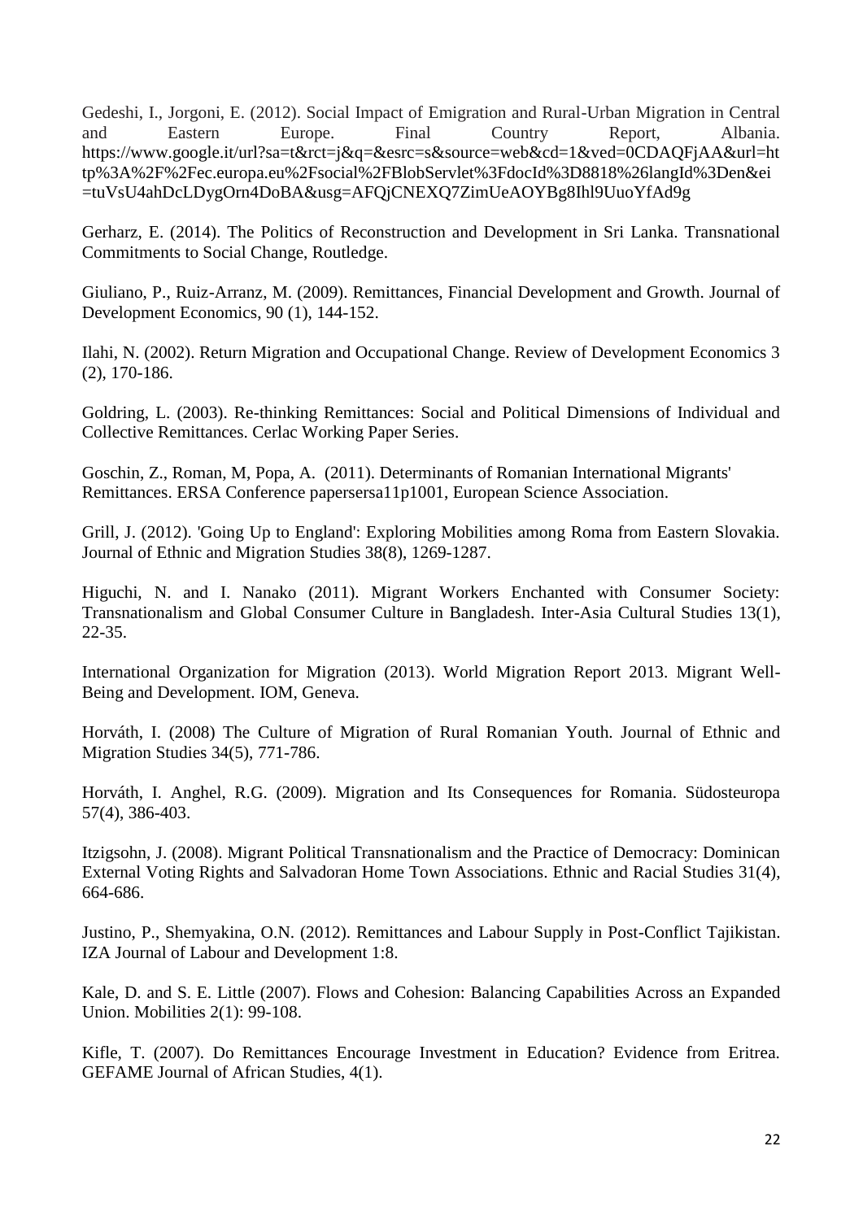Gedeshi, I., Jorgoni, E. (2012). Social Impact of Emigration and Rural-Urban Migration in Central and Eastern Europe. Final Country Report, Albania. https://www.google.it/url?sa=t&rct=j&q=&esrc=s&source=web&cd=1&ved=0CDAQFjAA&url=http%3A%2F%2Fec.europa.eu%2Fsocial%2FBlobServlet%3FdocId%3D8818%26langId%3Den&ei=tuVsU4ahDcLDygOrn4DoBA&usg=AFQjCNEXQ7ZimUeAOYBg8Ihl9UuoYfAd9g

Gerharz, E. (2014). The Politics of Reconstruction and Development in Sri Lanka. Transnational Commitments to Social Change, Routledge.

Giuliano, P., Ruiz-Arranz, M. (2009). Remittances, Financial Development and Growth. Journal of Development Economics, 90 (1), 144-152.

Ilahi, N. (2002). Return Migration and Occupational Change. Review of Development Economics 3 (2), 170-186.

Goldring, L. (2003). Re-thinking Remittances: Social and Political Dimensions of Individual and Collective Remittances. Cerlac Working Paper Series.

Goschin, Z., Roman, M, Popa, A. (2011). Determinants of Romanian International Migrants' Remittances. ERSA Conference papersersa11p1001, European Science Association.

Grill, J. (2012). 'Going Up to England': Exploring Mobilities among Roma from Eastern Slovakia. Journal of Ethnic and Migration Studies 38(8), 1269-1287.

Higuchi, N. and I. Nanako (2011). Migrant Workers Enchanted with Consumer Society: Transnationalism and Global Consumer Culture in Bangladesh. Inter-Asia Cultural Studies 13(1), 22-35.

International Organization for Migration (2013). World Migration Report 2013. Migrant Well-Being and Development. IOM, Geneva.

Horváth, I. (2008) The Culture of Migration of Rural Romanian Youth. Journal of Ethnic and Migration Studies 34(5), 771-786.

Horváth, I. Anghel, R.G. (2009). Migration and Its Consequences for Romania. Südosteuropa 57(4), 386-403.

Itzigsohn, J. (2008). Migrant Political Transnationalism and the Practice of Democracy: Dominican External Voting Rights and Salvadoran Home Town Associations. Ethnic and Racial Studies 31(4), 664-686.

Justino, P., Shemyakina, O.N. (2012). Remittances and Labour Supply in Post-Conflict Tajikistan. IZA Journal of Labour and Development 1:8.

Kale, D. and S. E. Little (2007). Flows and Cohesion: Balancing Capabilities Across an Expanded Union. Mobilities 2(1): 99-108.

Kifle, T. (2007). Do Remittances Encourage Investment in Education? Evidence from Eritrea. GEFAME Journal of African Studies, 4(1).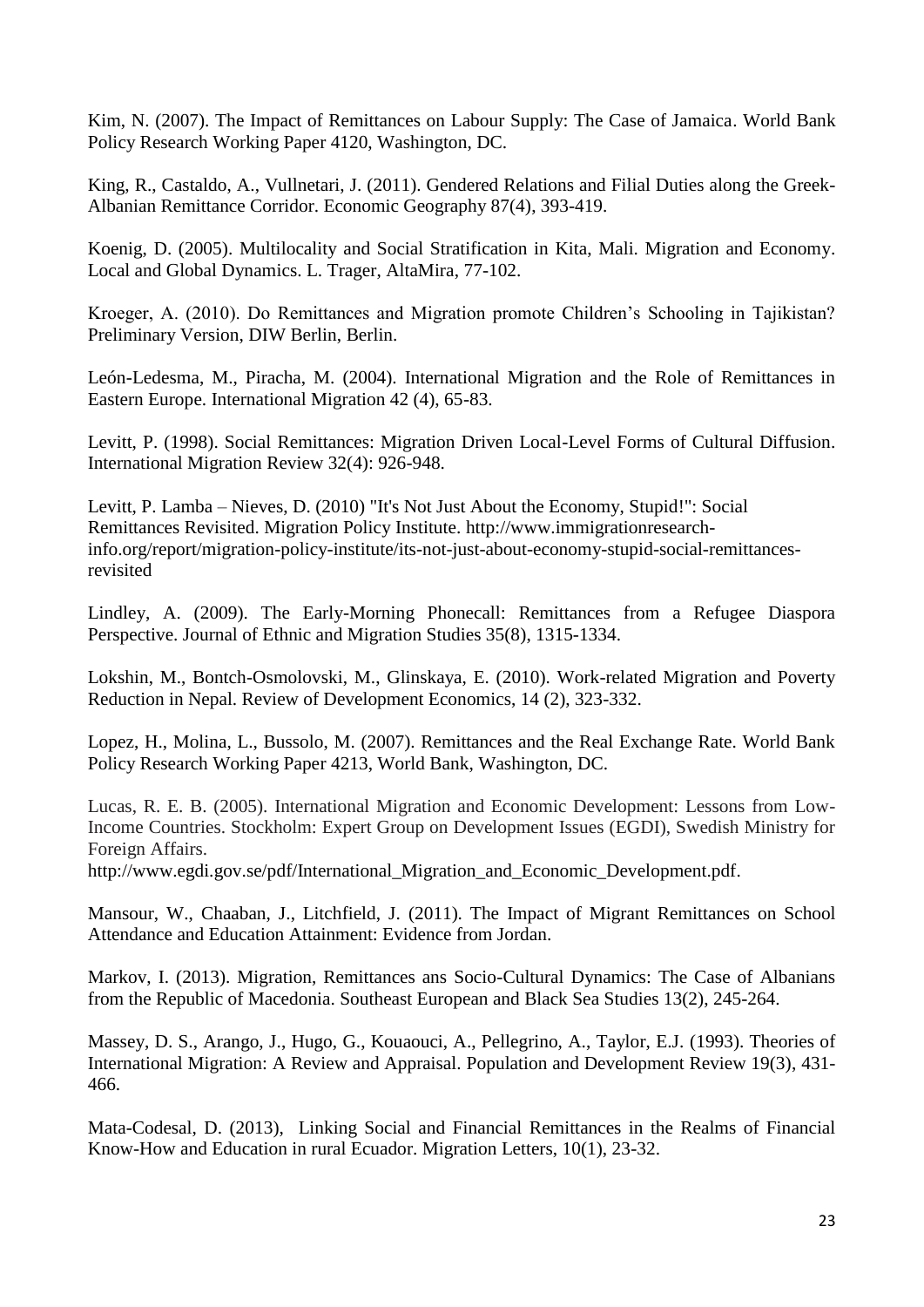Kim, N. (2007). The Impact of Remittances on Labour Supply: The Case of Jamaica. World Bank Policy Research Working Paper 4120, Washington, DC.

King, R., Castaldo, A., Vullnetari, J. (2011). Gendered Relations and Filial Duties along the Greek-Albanian Remittance Corridor. Economic Geography 87(4), 393-419.

Koenig, D. (2005). Multilocality and Social Stratification in Kita, Mali. Migration and Economy. Local and Global Dynamics. L. Trager, AltaMira, 77-102.

Kroeger, A. (2010). Do Remittances and Migration promote Children's Schooling in Tajikistan? Preliminary Version, DIW Berlin, Berlin.

León-Ledesma, M., Piracha, M. (2004). International Migration and the Role of Remittances in Eastern Europe. International Migration 42 (4), 65-83.

Levitt, P. (1998). Social Remittances: Migration Driven Local-Level Forms of Cultural Diffusion. International Migration Review 32(4): 926-948.

Levitt, P. Lamba – Nieves, D. (2010) "It's Not Just About the Economy, Stupid!": Social Remittances Revisited. Migration Policy Institute. http://www.immigrationresearch-info.org/report/migration-policy-institute/its-not-just-about-economy-stupid-social-remittances-revisited

Lindley, A. (2009). The Early-Morning Phonecall: Remittances from a Refugee Diaspora Perspective. Journal of Ethnic and Migration Studies 35(8), 1315-1334.

Lokshin, M., Bontch-Osmolovski, M., Glinskaya, E. (2010). Work-related Migration and Poverty Reduction in Nepal. Review of Development Economics, 14 (2), 323-332.

Lopez, H., Molina, L., Bussolo, M. (2007). Remittances and the Real Exchange Rate. World Bank Policy Research Working Paper 4213, World Bank, Washington, DC.

Lucas, R. E. B. (2005). International Migration and Economic Development: Lessons from Low-Income Countries. Stockholm: Expert Group on Development Issues (EGDI), Swedish Ministry for Foreign Affairs.
http://www.egdi.gov.se/pdf/International_Migration_and_Economic_Development.pdf.

Mansour, W., Chaaban, J., Litchfield, J. (2011). The Impact of Migrant Remittances on School Attendance and Education Attainment: Evidence from Jordan.

Markov, I. (2013). Migration, Remittances ans Socio-Cultural Dynamics: The Case of Albanians from the Republic of Macedonia. Southeast European and Black Sea Studies 13(2), 245-264.

Massey, D. S., Arango, J., Hugo, G., Kouaouci, A., Pellegrino, A., Taylor, E.J. (1993). Theories of International Migration: A Review and Appraisal. Population and Development Review 19(3), 431-466.

Mata-Codesal, D. (2013), Linking Social and Financial Remittances in the Realms of Financial Know-How and Education in rural Ecuador. Migration Letters, 10(1), 23-32.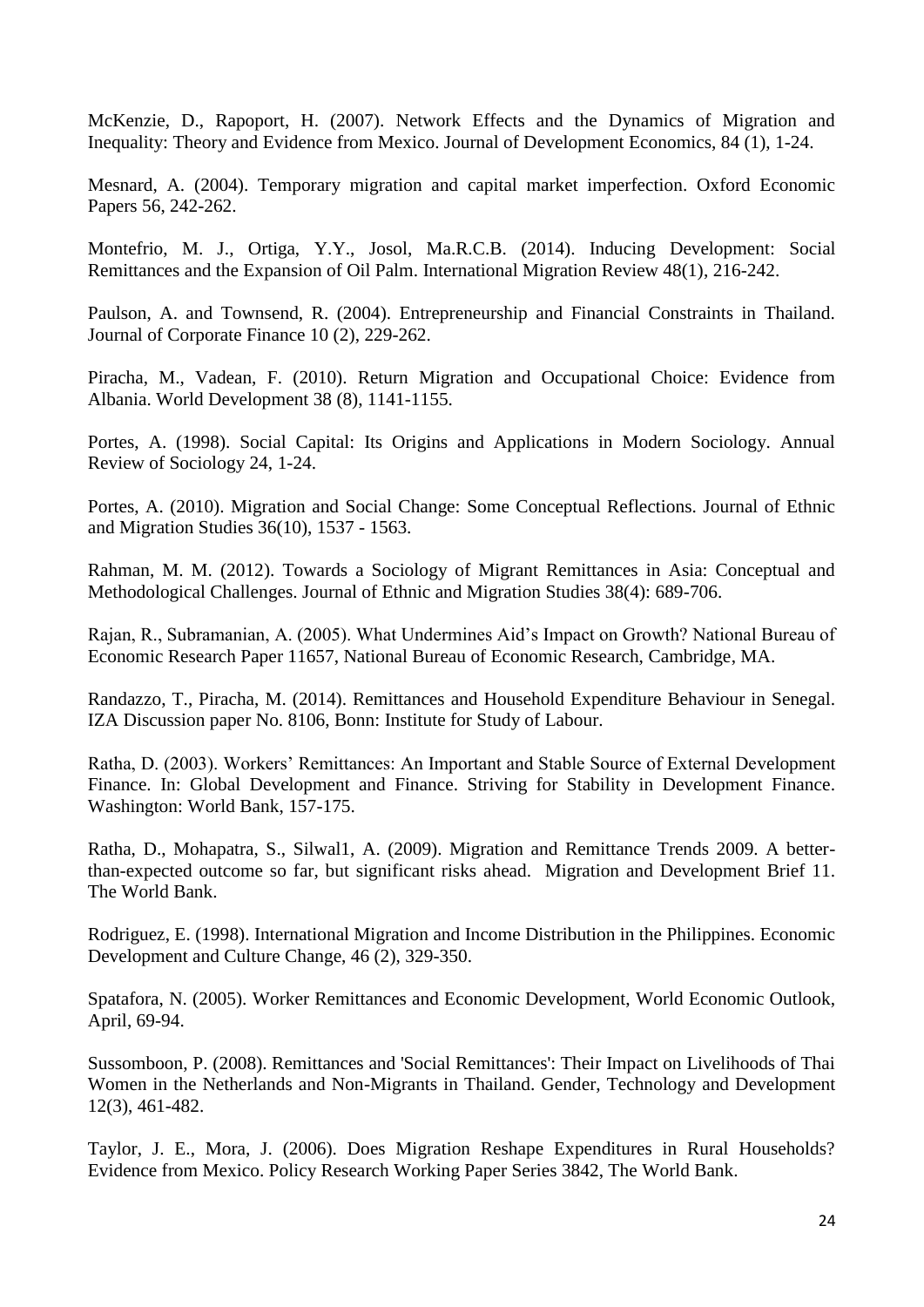McKenzie, D., Rapoport, H. (2007). Network Effects and the Dynamics of Migration and Inequality: Theory and Evidence from Mexico. Journal of Development Economics, 84 (1), 1-24.

Mesnard, A. (2004). Temporary migration and capital market imperfection. Oxford Economic Papers 56, 242-262.

Montefrio, M. J., Ortiga, Y.Y., Josol, Ma.R.C.B. (2014). Inducing Development: Social Remittances and the Expansion of Oil Palm. International Migration Review 48(1), 216-242.

Paulson, A. and Townsend, R. (2004). Entrepreneurship and Financial Constraints in Thailand. Journal of Corporate Finance 10 (2), 229-262.

Piracha, M., Vadean, F. (2010). Return Migration and Occupational Choice: Evidence from Albania. World Development 38 (8), 1141-1155.

Portes, A. (1998). Social Capital: Its Origins and Applications in Modern Sociology. Annual Review of Sociology 24, 1-24.

Portes, A. (2010). Migration and Social Change: Some Conceptual Reflections. Journal of Ethnic and Migration Studies 36(10), 1537 - 1563.

Rahman, M. M. (2012). Towards a Sociology of Migrant Remittances in Asia: Conceptual and Methodological Challenges. Journal of Ethnic and Migration Studies 38(4): 689-706.

Rajan, R., Subramanian, A. (2005). What Undermines Aid's Impact on Growth? National Bureau of Economic Research Paper 11657, National Bureau of Economic Research, Cambridge, MA.

Randazzo, T., Piracha, M. (2014). Remittances and Household Expenditure Behaviour in Senegal. IZA Discussion paper No. 8106, Bonn: Institute for Study of Labour.

Ratha, D. (2003). Workers' Remittances: An Important and Stable Source of External Development Finance. In: Global Development and Finance. Striving for Stability in Development Finance. Washington: World Bank, 157-175.

Ratha, D., Mohapatra, S., Silwal1, A. (2009). Migration and Remittance Trends 2009. A better-than-expected outcome so far, but significant risks ahead. Migration and Development Brief 11. The World Bank.

Rodriguez, E. (1998). International Migration and Income Distribution in the Philippines. Economic Development and Culture Change, 46 (2), 329-350.

Spatafora, N. (2005). Worker Remittances and Economic Development, World Economic Outlook, April, 69-94.

Sussomboon, P. (2008). Remittances and 'Social Remittances': Their Impact on Livelihoods of Thai Women in the Netherlands and Non-Migrants in Thailand. Gender, Technology and Development 12(3), 461-482.

Taylor, J. E., Mora, J. (2006). Does Migration Reshape Expenditures in Rural Households? Evidence from Mexico. Policy Research Working Paper Series 3842, The World Bank.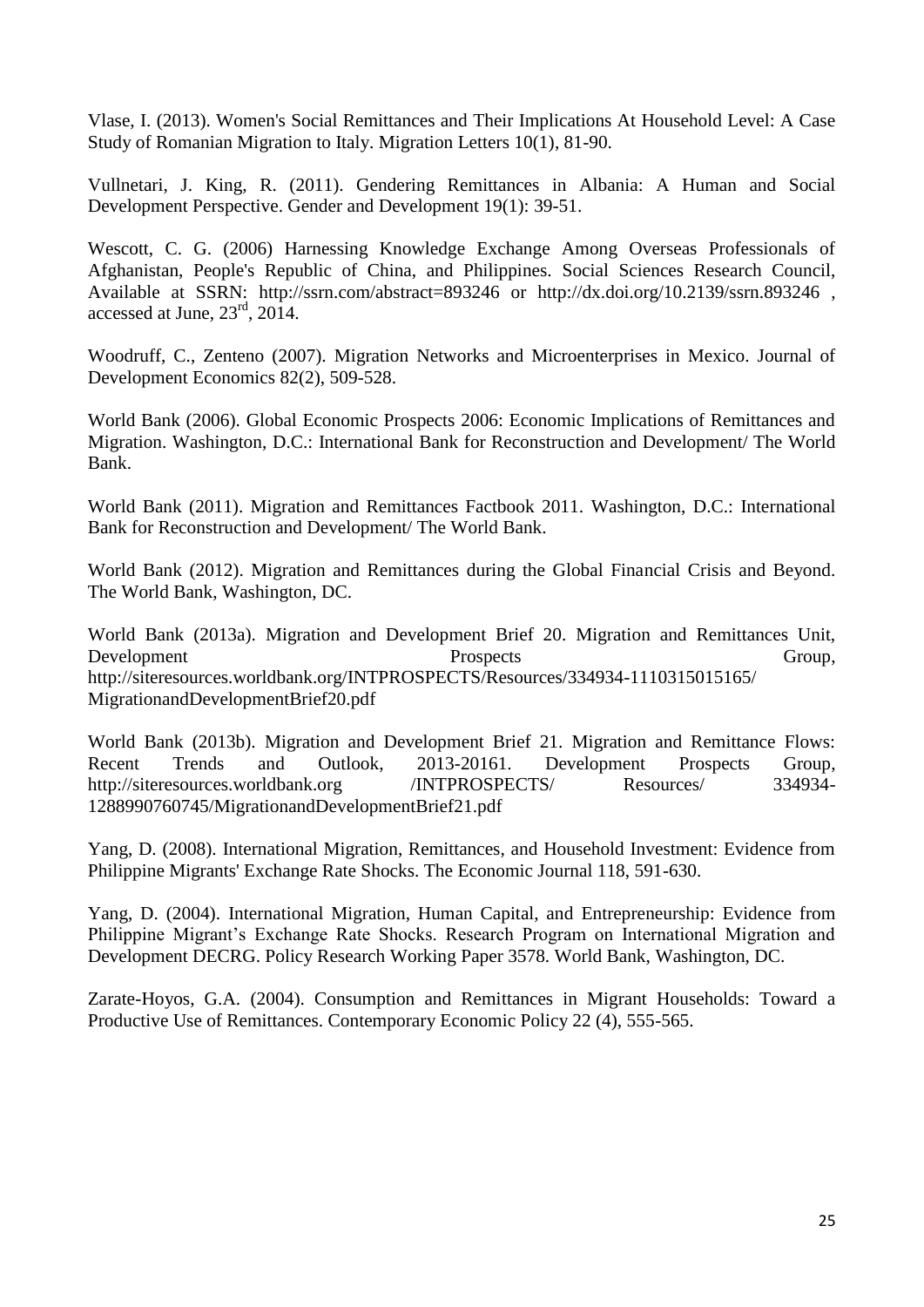Vlase, I. (2013). Women's Social Remittances and Their Implications At Household Level: A Case Study of Romanian Migration to Italy. Migration Letters 10(1), 81-90.

Vullnetari, J. King, R. (2011). Gendering Remittances in Albania: A Human and Social Development Perspective. Gender and Development 19(1): 39-51.

Wescott, C. G. (2006) Harnessing Knowledge Exchange Among Overseas Professionals of Afghanistan, People's Republic of China, and Philippines. Social Sciences Research Council, Available at SSRN: http://ssrn.com/abstract=893246 or http://dx.doi.org/10.2139/ssrn.893246 , accessed at June, 23rd, 2014.

Woodruff, C., Zenteno (2007). Migration Networks and Microenterprises in Mexico. Journal of Development Economics 82(2), 509-528.

World Bank (2006). Global Economic Prospects 2006: Economic Implications of Remittances and Migration. Washington, D.C.: International Bank for Reconstruction and Development/ The World Bank.

World Bank (2011). Migration and Remittances Factbook 2011. Washington, D.C.: International Bank for Reconstruction and Development/ The World Bank.

World Bank (2012). Migration and Remittances during the Global Financial Crisis and Beyond. The World Bank, Washington, DC.

World Bank (2013a). Migration and Development Brief 20. Migration and Remittances Unit, Development Prospects Group, http://siteresources.worldbank.org/INTPROSPECTS/Resources/334934-1110315015165/ MigrationandDevelopmentBrief20.pdf

World Bank (2013b). Migration and Development Brief 21. Migration and Remittance Flows: Recent Trends and Outlook, 2013-20161. Development Prospects Group, http://siteresources.worldbank.org /INTPROSPECTS/ Resources/ 334934-1288990760745/MigrationandDevelopmentBrief21.pdf

Yang, D. (2008). International Migration, Remittances, and Household Investment: Evidence from Philippine Migrants' Exchange Rate Shocks. The Economic Journal 118, 591-630.

Yang, D. (2004). International Migration, Human Capital, and Entrepreneurship: Evidence from Philippine Migrant's Exchange Rate Shocks. Research Program on International Migration and Development DECRG. Policy Research Working Paper 3578. World Bank, Washington, DC.

Zarate-Hoyos, G.A. (2004). Consumption and Remittances in Migrant Households: Toward a Productive Use of Remittances. Contemporary Economic Policy 22 (4), 555-565.